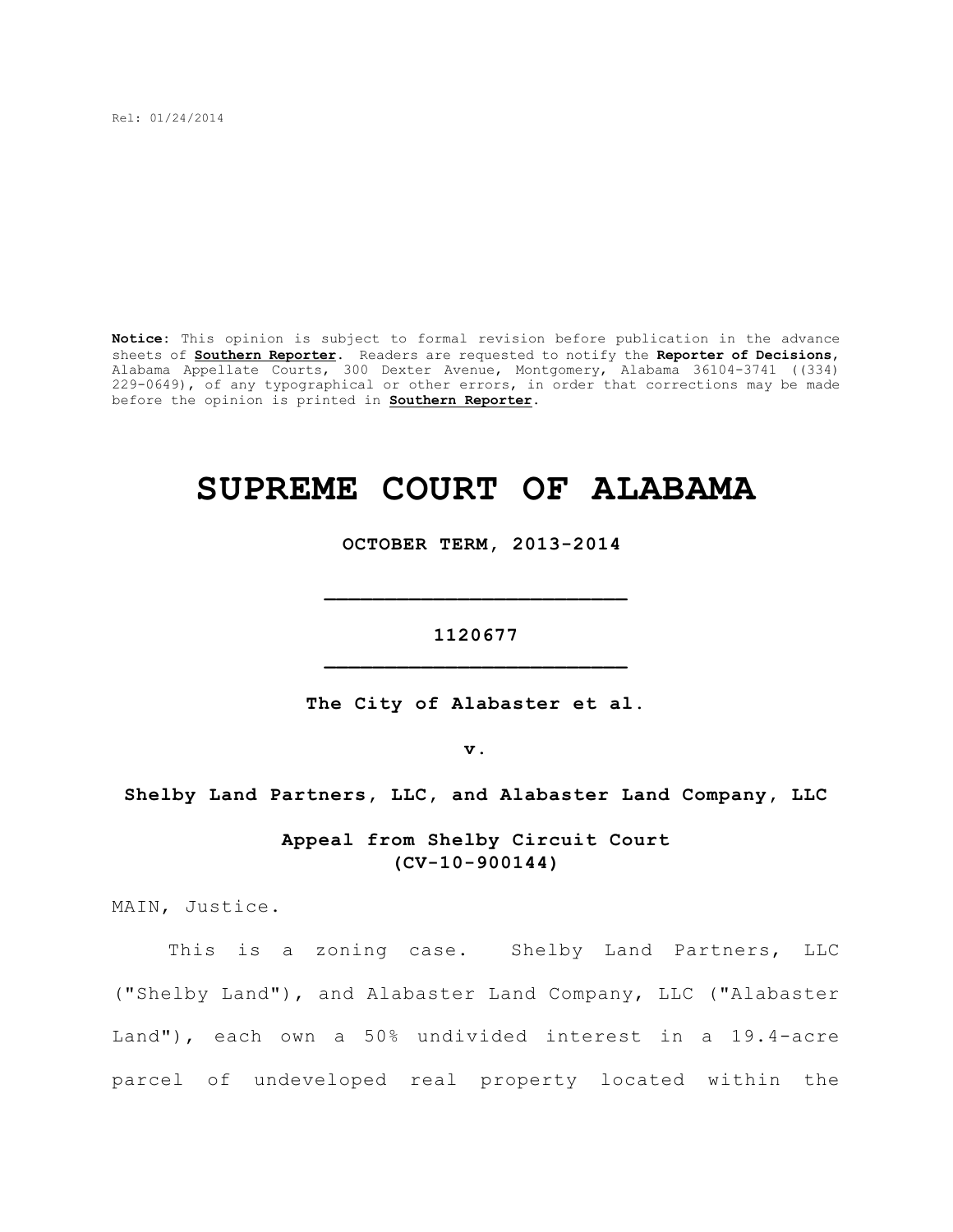Rel: 01/24/2014

**Notice:** This opinion is subject to formal revision before publication in the advance sheets of **Southern Reporter**. Readers are requested to notify the **Reporter of Decisions**, Alabama Appellate Courts, 300 Dexter Avenue, Montgomery, Alabama 36104-3741 ((334) 229-0649), of any typographical or other errors, in order that corrections may be made before the opinion is printed in **Southern Reporter**.

# SUPREME COURT OF ALABAMA

**OCTOBER TERM, 2013-2014**

---

**1120677**

---

**The City of Alabaster et al.**

**v.**

**Shelby Land Partners, LLC, and Alabaster Land Company, LLC**

**Appeal from Shelby Circuit Court (CV-10-900144)**

MAIN, Justice.

This is a zoning case. Shelby Land Partners, LLC ("Shelby Land"), and Alabaster Land Company, LLC ("Alabaster Land"), each own a 50% undivided interest in a 19.4-acre parcel of undeveloped real property located within the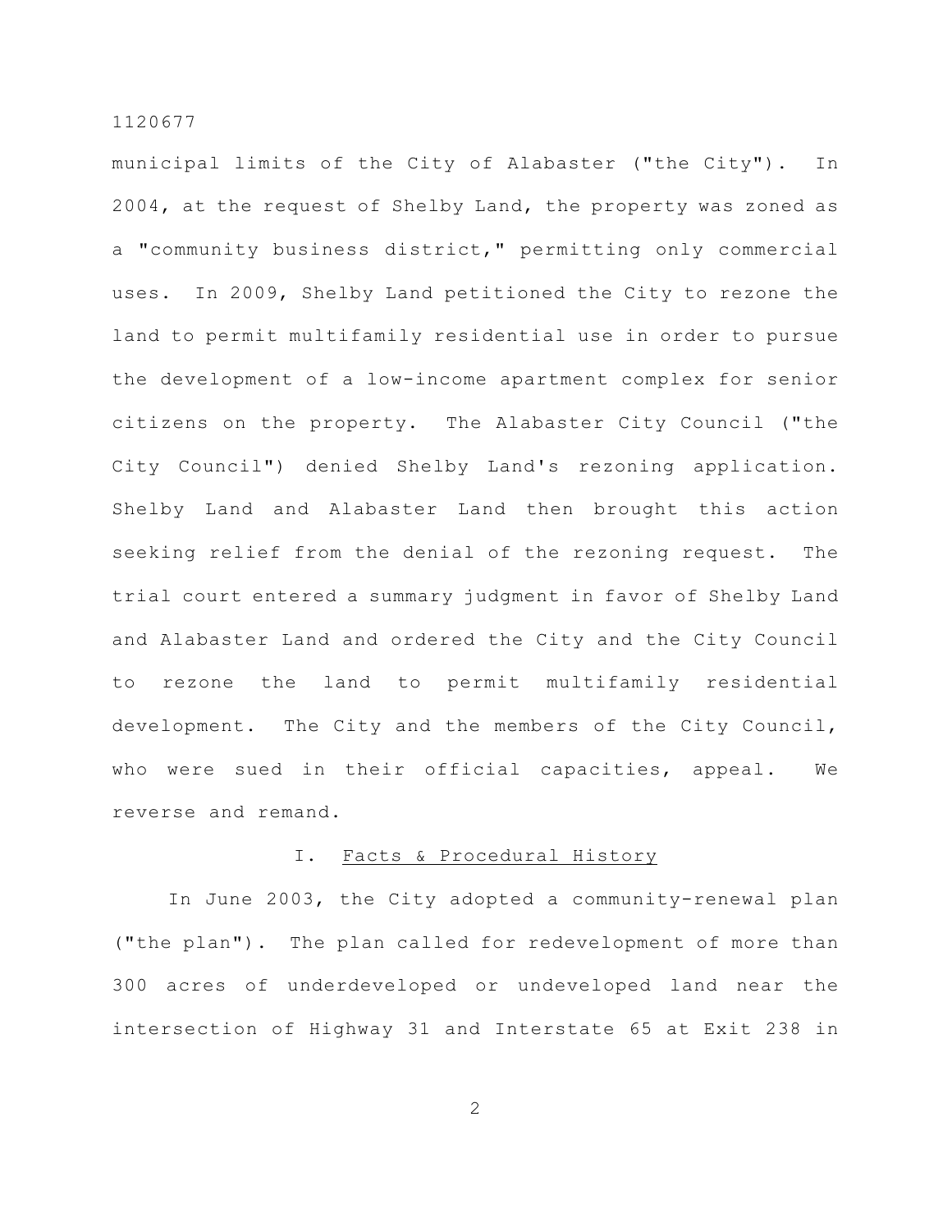municipal limits of the City of Alabaster ("the City"). In 2004, at the request of Shelby Land, the property was zoned as a "community business district," permitting only commercial uses. In 2009, Shelby Land petitioned the City to rezone the land to permit multifamily residential use in order to pursue the development of a low-income apartment complex for senior citizens on the property. The Alabaster City Council ("the City Council") denied Shelby Land's rezoning application. Shelby Land and Alabaster Land then brought this action seeking relief from the denial of the rezoning request. The trial court entered a summary judgment in favor of Shelby Land and Alabaster Land and ordered the City and the City Council to rezone the land to permit multifamily residential development. The City and the members of the City Council, who were sued in their official capacities, appeal. We reverse and remand.

## I. Facts & Procedural History

In June 2003, the City adopted a community-renewal plan ("the plan"). The plan called for redevelopment of more than 300 acres of underdeveloped or undeveloped land near the intersection of Highway 31 and Interstate 65 at Exit 238 in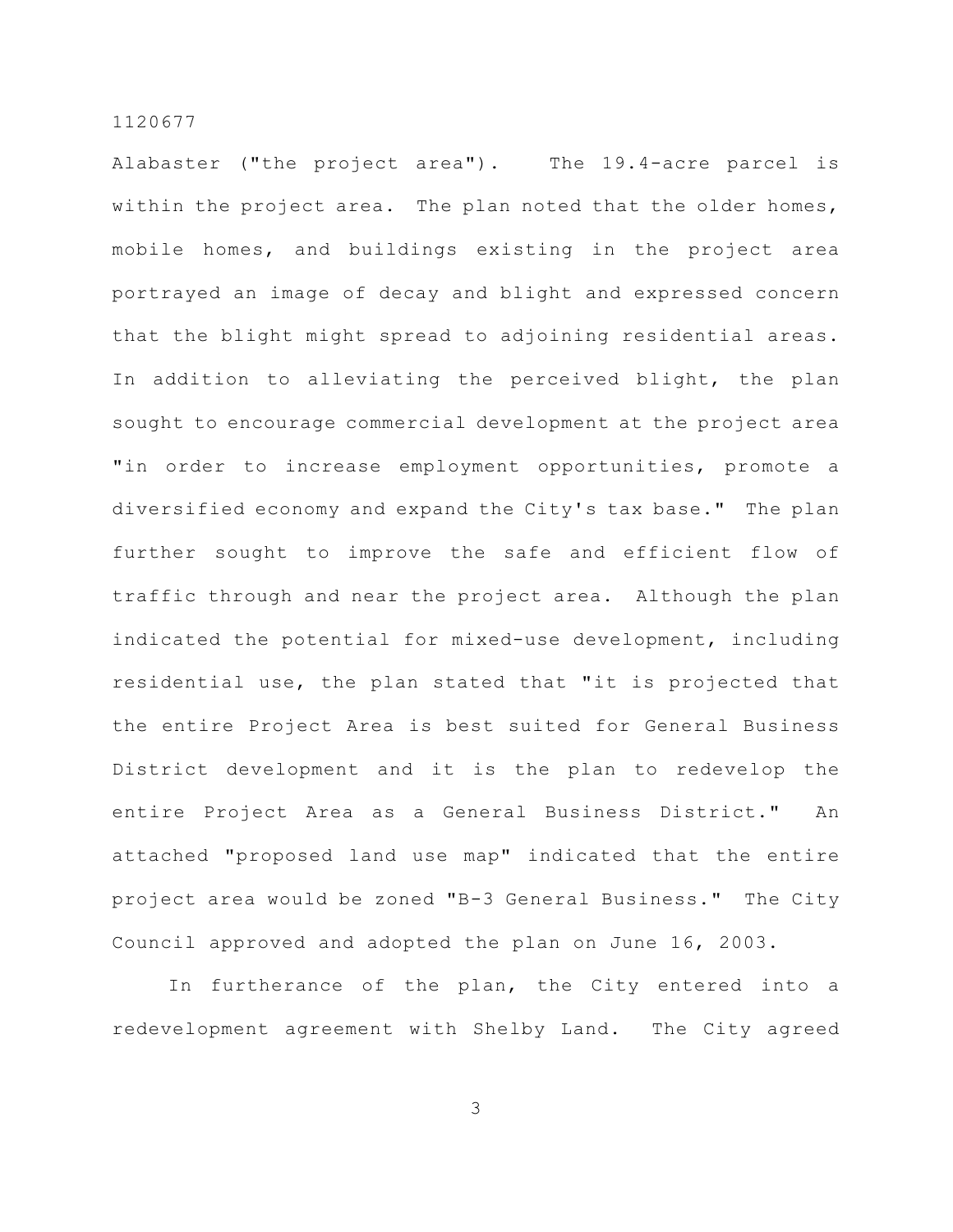Alabaster ("the project area"). The 19.4-acre parcel is within the project area. The plan noted that the older homes, mobile homes, and buildings existing in the project area portrayed an image of decay and blight and expressed concern that the blight might spread to adjoining residential areas. In addition to alleviating the perceived blight, the plan sought to encourage commercial development at the project area "in order to increase employment opportunities, promote a diversified economy and expand the City's tax base." The plan further sought to improve the safe and efficient flow of traffic through and near the project area. Although the plan indicated the potential for mixed-use development, including residential use, the plan stated that "it is projected that the entire Project Area is best suited for General Business District development and it is the plan to redevelop the entire Project Area as a General Business District." An attached "proposed land use map" indicated that the entire project area would be zoned "B-3 General Business." The City Council approved and adopted the plan on June 16, 2003.

In furtherance of the plan, the City entered into a redevelopment agreement with Shelby Land. The City agreed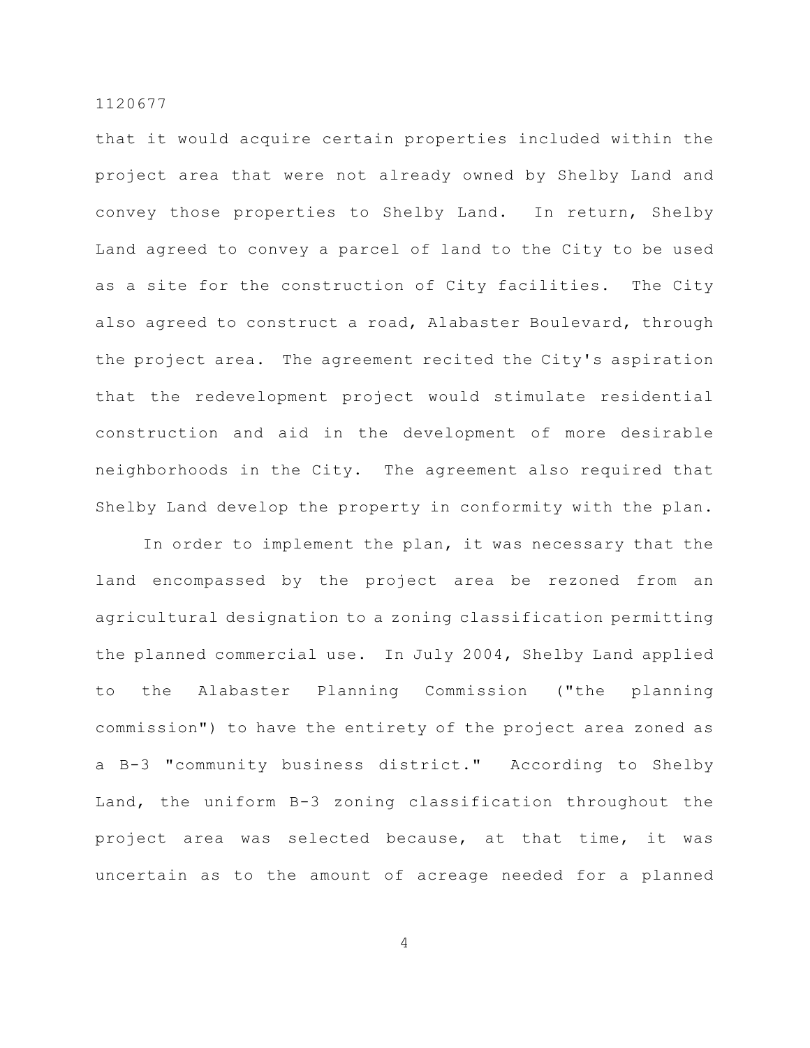that it would acquire certain properties included within the project area that were not already owned by Shelby Land and convey those properties to Shelby Land. In return, Shelby Land agreed to convey a parcel of land to the City to be used as a site for the construction of City facilities. The City also agreed to construct a road, Alabaster Boulevard, through the project area. The agreement recited the City's aspiration that the redevelopment project would stimulate residential construction and aid in the development of more desirable neighborhoods in the City. The agreement also required that Shelby Land develop the property in conformity with the plan.

In order to implement the plan, it was necessary that the land encompassed by the project area be rezoned from an agricultural designation to a zoning classification permitting the planned commercial use. In July 2004, Shelby Land applied to the Alabaster Planning Commission ("the planning commission") to have the entirety of the project area zoned as a B-3 "community business district." According to Shelby Land, the uniform B-3 zoning classification throughout the project area was selected because, at that time, it was uncertain as to the amount of acreage needed for a planned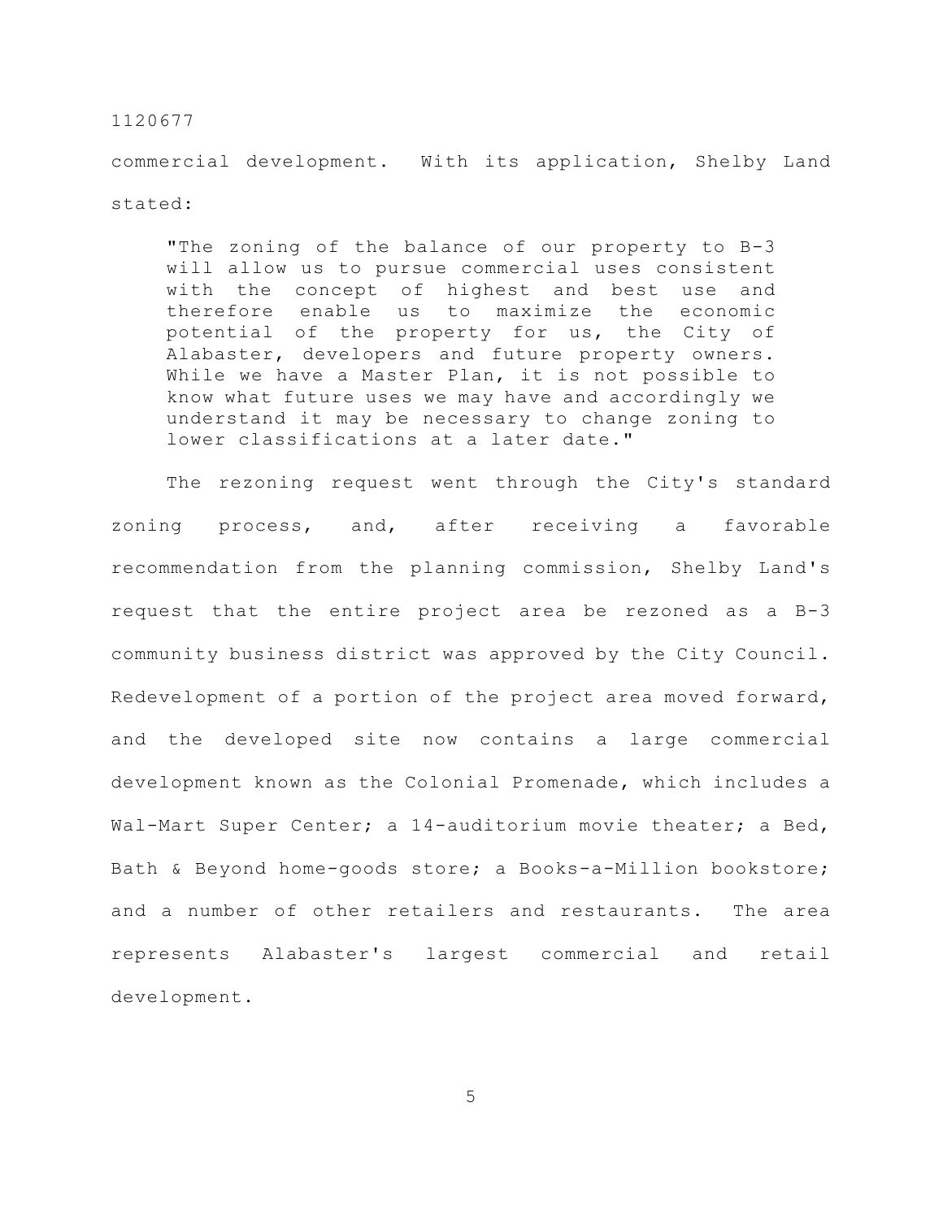commercial development. With its application, Shelby Land stated:

> "The zoning of the balance of our property to B-3 will allow us to pursue commercial uses consistent with the concept of highest and best use and therefore enable us to maximize the economic potential of the property for us, the City of Alabaster, developers and future property owners. While we have a Master Plan, it is not possible to know what future uses we may have and accordingly we understand it may be necessary to change zoning to lower classifications at a later date."

The rezoning request went through the City's standard zoning process, and, after receiving a favorable recommendation from the planning commission, Shelby Land's request that the entire project area be rezoned as a B-3 community business district was approved by the City Council. Redevelopment of a portion of the project area moved forward, and the developed site now contains a large commercial development known as the Colonial Promenade, which includes a Wal-Mart Super Center; a 14-auditorium movie theater; a Bed, Bath & Beyond home-goods store; a Books-a-Million bookstore; and a number of other retailers and restaurants. The area represents Alabaster's largest commercial and retail development.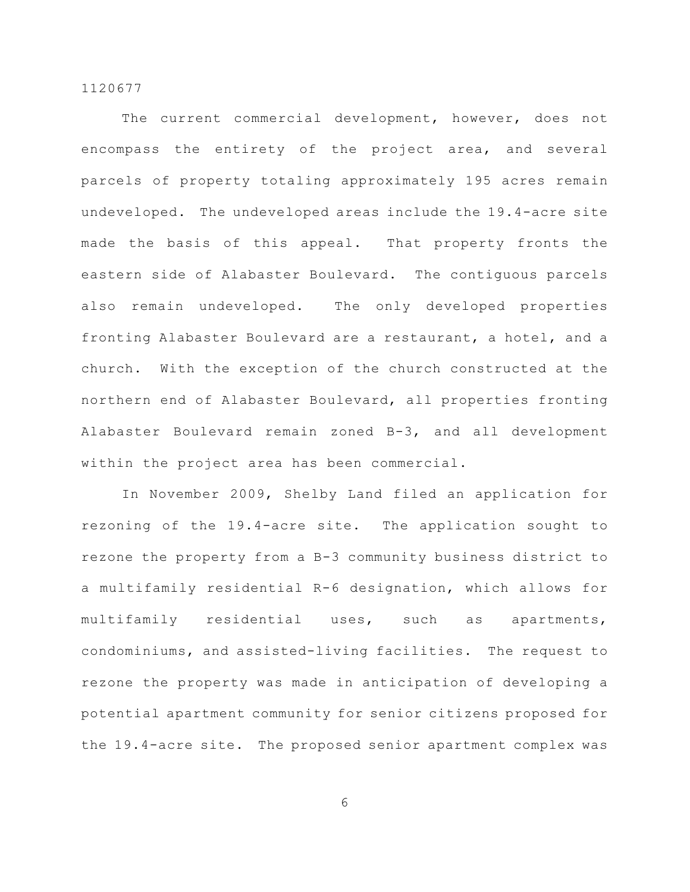The current commercial development, however, does not encompass the entirety of the project area, and several parcels of property totaling approximately 195 acres remain undeveloped. The undeveloped areas include the 19.4-acre site made the basis of this appeal. That property fronts the eastern side of Alabaster Boulevard. The contiguous parcels also remain undeveloped. The only developed properties fronting Alabaster Boulevard are a restaurant, a hotel, and a church. With the exception of the church constructed at the northern end of Alabaster Boulevard, all properties fronting Alabaster Boulevard remain zoned B-3, and all development within the project area has been commercial.

In November 2009, Shelby Land filed an application for rezoning of the 19.4-acre site. The application sought to rezone the property from a B-3 community business district to a multifamily residential R-6 designation, which allows for multifamily residential uses, such as apartments, condominiums, and assisted-living facilities. The request to rezone the property was made in anticipation of developing a potential apartment community for senior citizens proposed for the 19.4-acre site. The proposed senior apartment complex was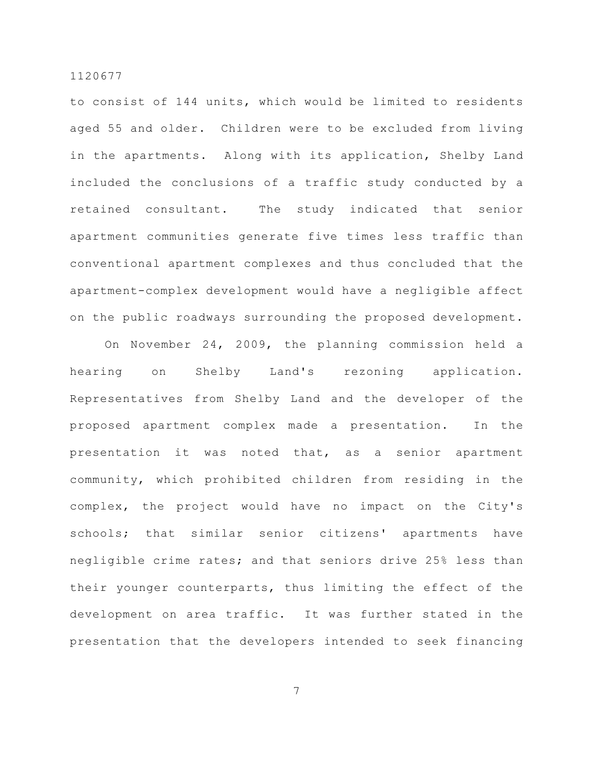to consist of 144 units, which would be limited to residents aged 55 and older. Children were to be excluded from living in the apartments. Along with its application, Shelby Land included the conclusions of a traffic study conducted by a retained consultant. The study indicated that senior apartment communities generate five times less traffic than conventional apartment complexes and thus concluded that the apartment-complex development would have a negligible affect on the public roadways surrounding the proposed development.

On November 24, 2009, the planning commission held a hearing on Shelby Land's rezoning application. Representatives from Shelby Land and the developer of the proposed apartment complex made a presentation. In the presentation it was noted that, as a senior apartment community, which prohibited children from residing in the complex, the project would have no impact on the City's schools; that similar senior citizens' apartments have negligible crime rates; and that seniors drive 25% less than their younger counterparts, thus limiting the effect of the development on area traffic. It was further stated in the presentation that the developers intended to seek financing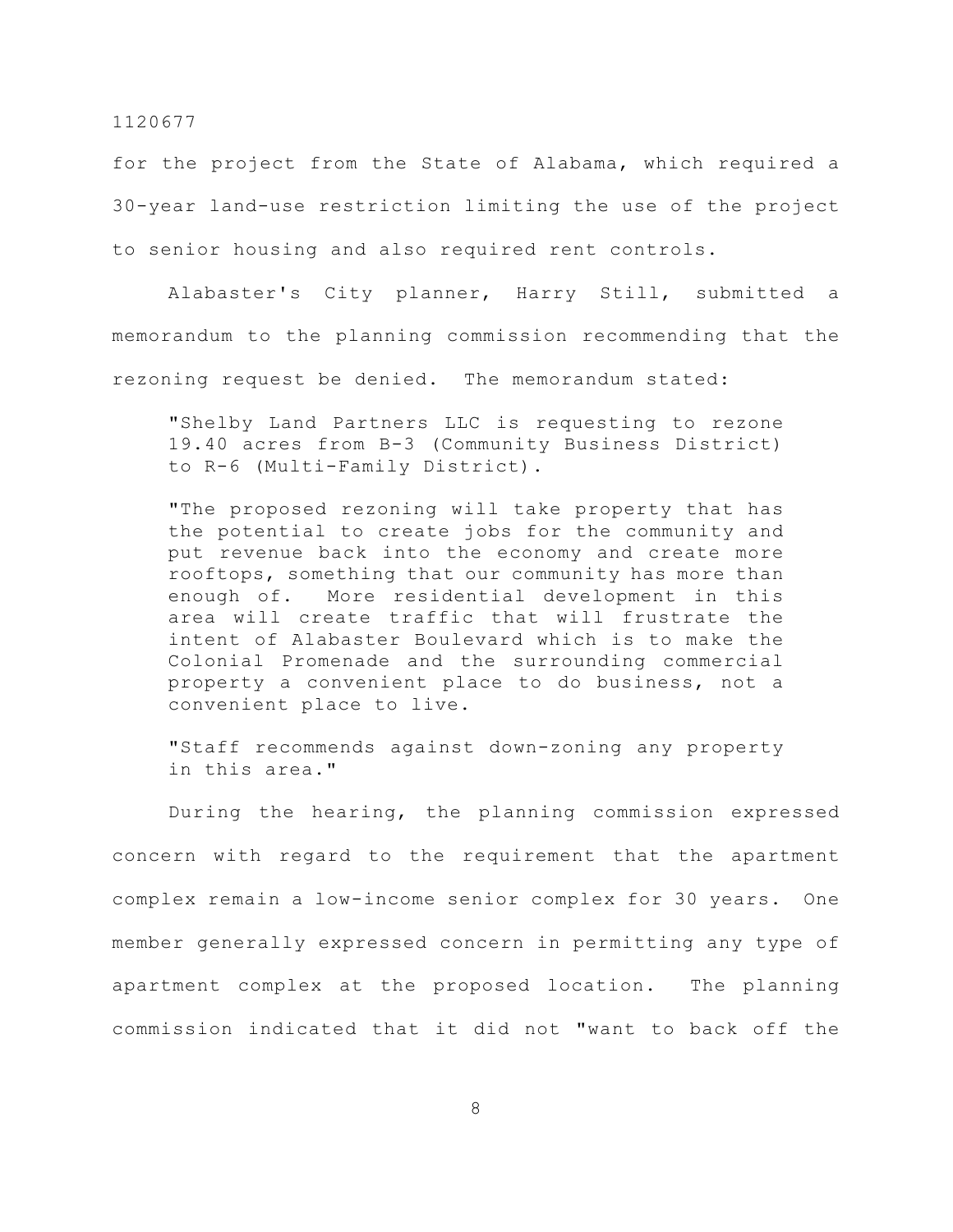for the project from the State of Alabama, which required a 30-year land-use restriction limiting the use of the project to senior housing and also required rent controls.

Alabaster's City planner, Harry Still, submitted a memorandum to the planning commission recommending that the rezoning request be denied. The memorandum stated:

> "Shelby Land Partners LLC is requesting to rezone 19.40 acres from B-3 (Community Business District) to R-6 (Multi-Family District).
>
> "The proposed rezoning will take property that has the potential to create jobs for the community and put revenue back into the economy and create more rooftops, something that our community has more than enough of. More residential development in this area will create traffic that will frustrate the intent of Alabaster Boulevard which is to make the Colonial Promenade and the surrounding commercial property a convenient place to do business, not a convenient place to live.
>
> "Staff recommends against down-zoning any property in this area."

During the hearing, the planning commission expressed concern with regard to the requirement that the apartment complex remain a low-income senior complex for 30 years. One member generally expressed concern in permitting any type of apartment complex at the proposed location. The planning commission indicated that it did not "want to back off the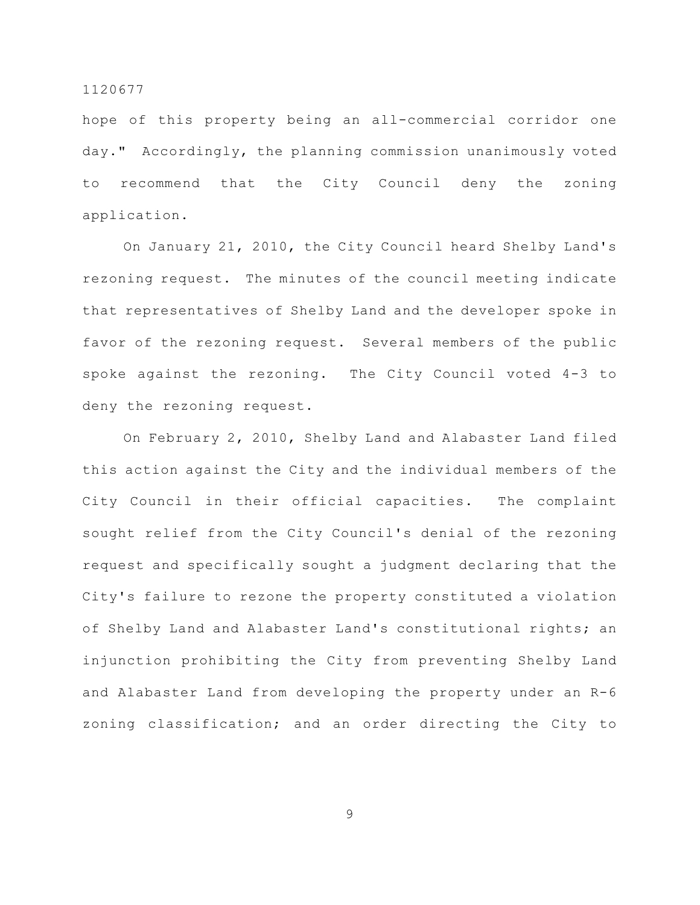hope of this property being an all-commercial corridor one day." Accordingly, the planning commission unanimously voted to recommend that the City Council deny the zoning application.

On January 21, 2010, the City Council heard Shelby Land's rezoning request. The minutes of the council meeting indicate that representatives of Shelby Land and the developer spoke in favor of the rezoning request. Several members of the public spoke against the rezoning. The City Council voted 4-3 to deny the rezoning request.

On February 2, 2010, Shelby Land and Alabaster Land filed this action against the City and the individual members of the City Council in their official capacities. The complaint sought relief from the City Council's denial of the rezoning request and specifically sought a judgment declaring that the City's failure to rezone the property constituted a violation of Shelby Land and Alabaster Land's constitutional rights; an injunction prohibiting the City from preventing Shelby Land and Alabaster Land from developing the property under an R-6 zoning classification; and an order directing the City to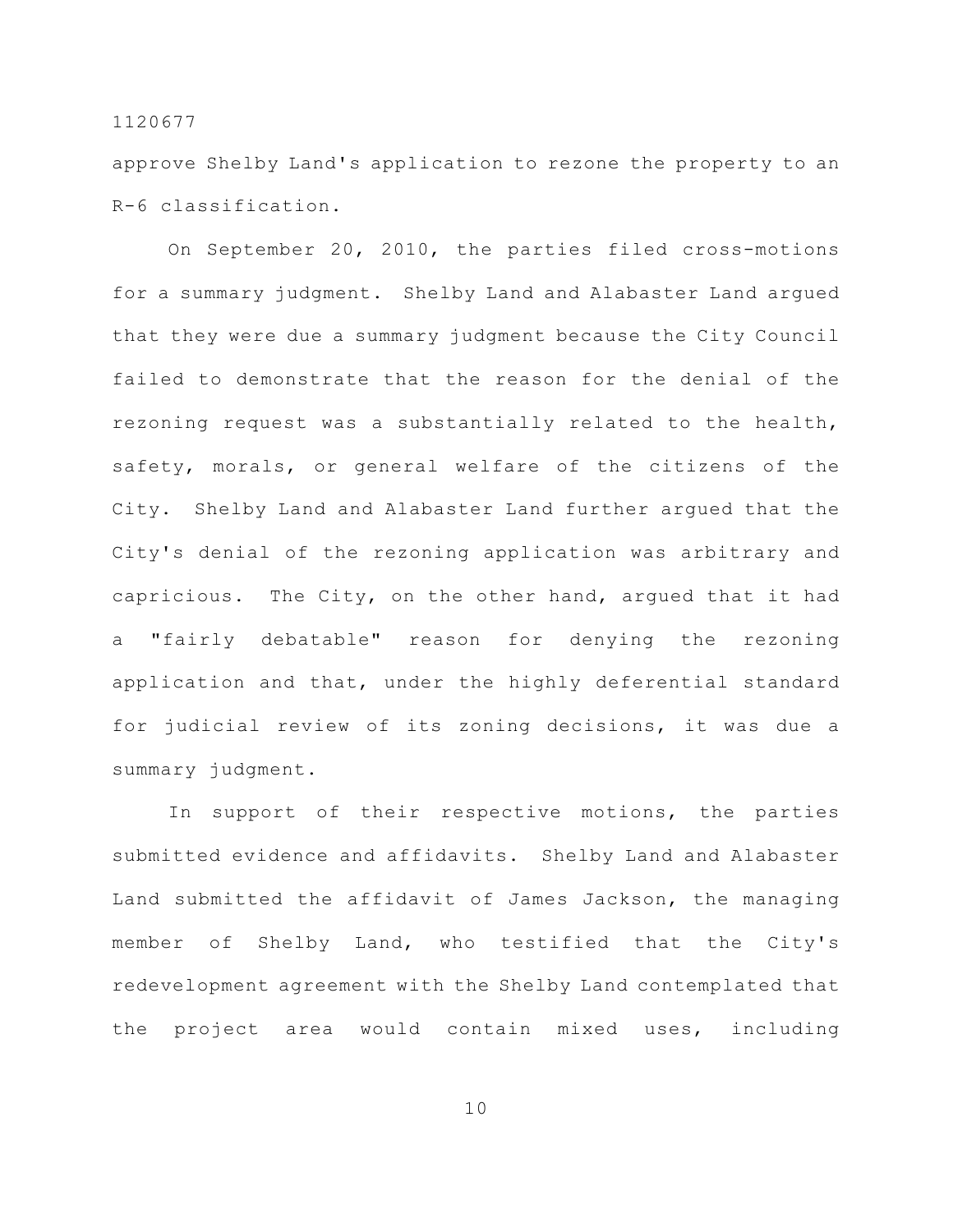approve Shelby Land's application to rezone the property to an R-6 classification.

On September 20, 2010, the parties filed cross-motions for a summary judgment. Shelby Land and Alabaster Land argued that they were due a summary judgment because the City Council failed to demonstrate that the reason for the denial of the rezoning request was a substantially related to the health, safety, morals, or general welfare of the citizens of the City. Shelby Land and Alabaster Land further argued that the City's denial of the rezoning application was arbitrary and capricious. The City, on the other hand, argued that it had a "fairly debatable" reason for denying the rezoning application and that, under the highly deferential standard for judicial review of its zoning decisions, it was due a summary judgment.

In support of their respective motions, the parties submitted evidence and affidavits. Shelby Land and Alabaster Land submitted the affidavit of James Jackson, the managing member of Shelby Land, who testified that the City's redevelopment agreement with the Shelby Land contemplated that the project area would contain mixed uses, including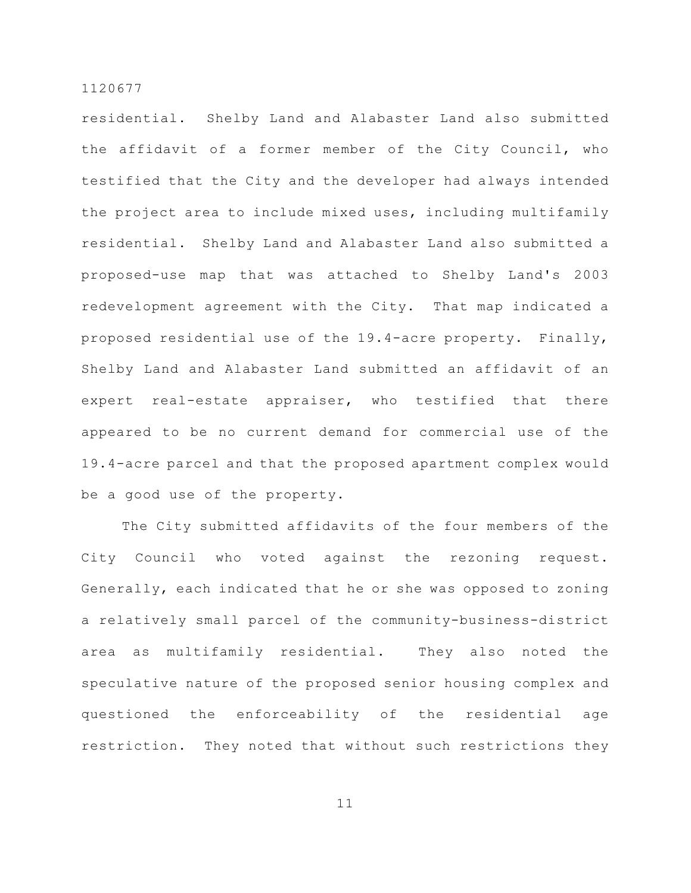residential. Shelby Land and Alabaster Land also submitted the affidavit of a former member of the City Council, who testified that the City and the developer had always intended the project area to include mixed uses, including multifamily residential. Shelby Land and Alabaster Land also submitted a proposed-use map that was attached to Shelby Land's 2003 redevelopment agreement with the City. That map indicated a proposed residential use of the 19.4-acre property. Finally, Shelby Land and Alabaster Land submitted an affidavit of an expert real-estate appraiser, who testified that there appeared to be no current demand for commercial use of the 19.4-acre parcel and that the proposed apartment complex would be a good use of the property.

The City submitted affidavits of the four members of the City Council who voted against the rezoning request. Generally, each indicated that he or she was opposed to zoning a relatively small parcel of the community-business-district area as multifamily residential. They also noted the speculative nature of the proposed senior housing complex and questioned the enforceability of the residential age restriction. They noted that without such restrictions they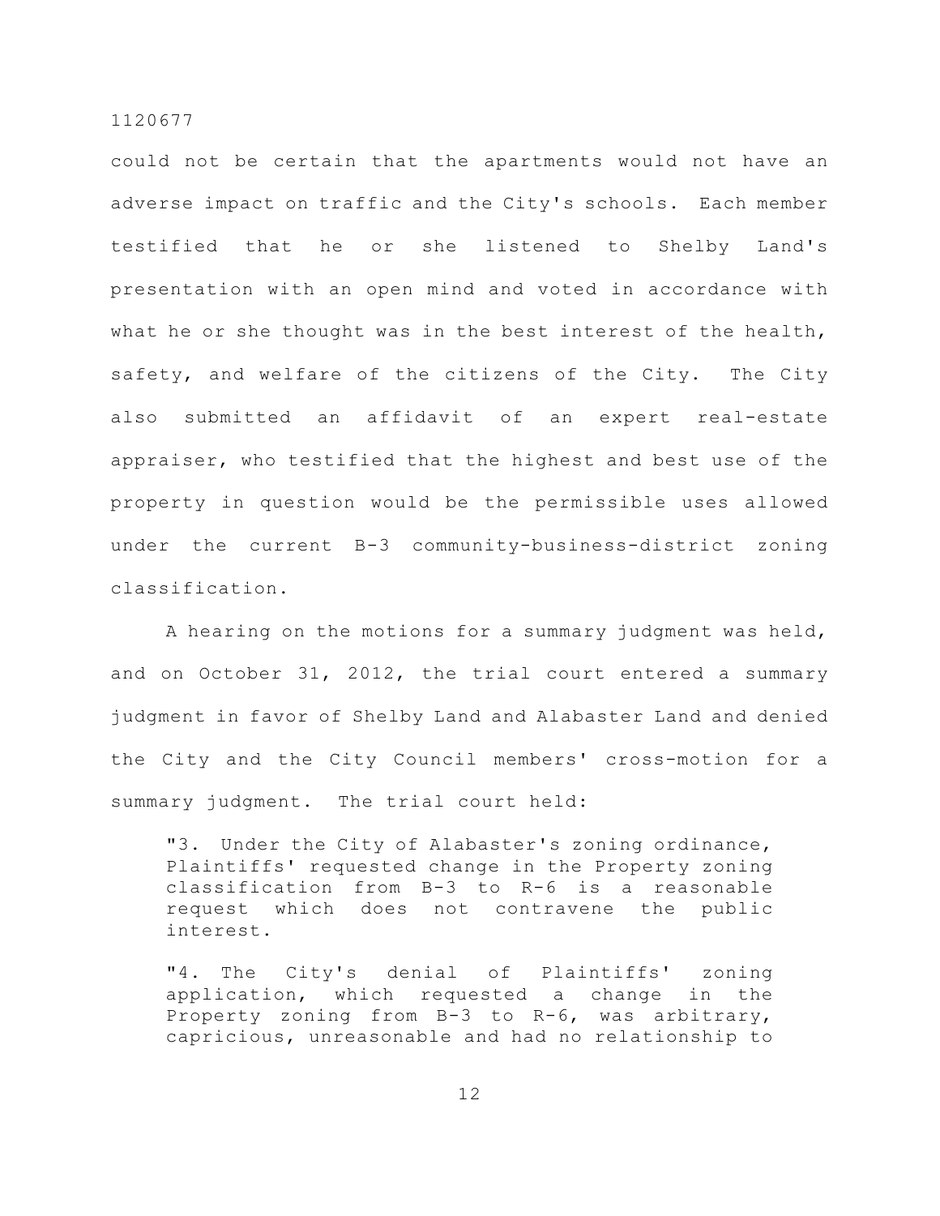could not be certain that the apartments would not have an adverse impact on traffic and the City's schools. Each member testified that he or she listened to Shelby Land's presentation with an open mind and voted in accordance with what he or she thought was in the best interest of the health, safety, and welfare of the citizens of the City. The City also submitted an affidavit of an expert real-estate appraiser, who testified that the highest and best use of the property in question would be the permissible uses allowed under the current B-3 community-business-district zoning classification.

A hearing on the motions for a summary judgment was held, and on October 31, 2012, the trial court entered a summary judgment in favor of Shelby Land and Alabaster Land and denied the City and the City Council members' cross-motion for a summary judgment. The trial court held:

> "3. Under the City of Alabaster's zoning ordinance, Plaintiffs' requested change in the Property zoning classification from B-3 to R-6 is a reasonable request which does not contravene the public interest.
>
> "4. The City's denial of Plaintiffs' zoning application, which requested a change in the Property zoning from B-3 to R-6, was arbitrary, capricious, unreasonable and had no relationship to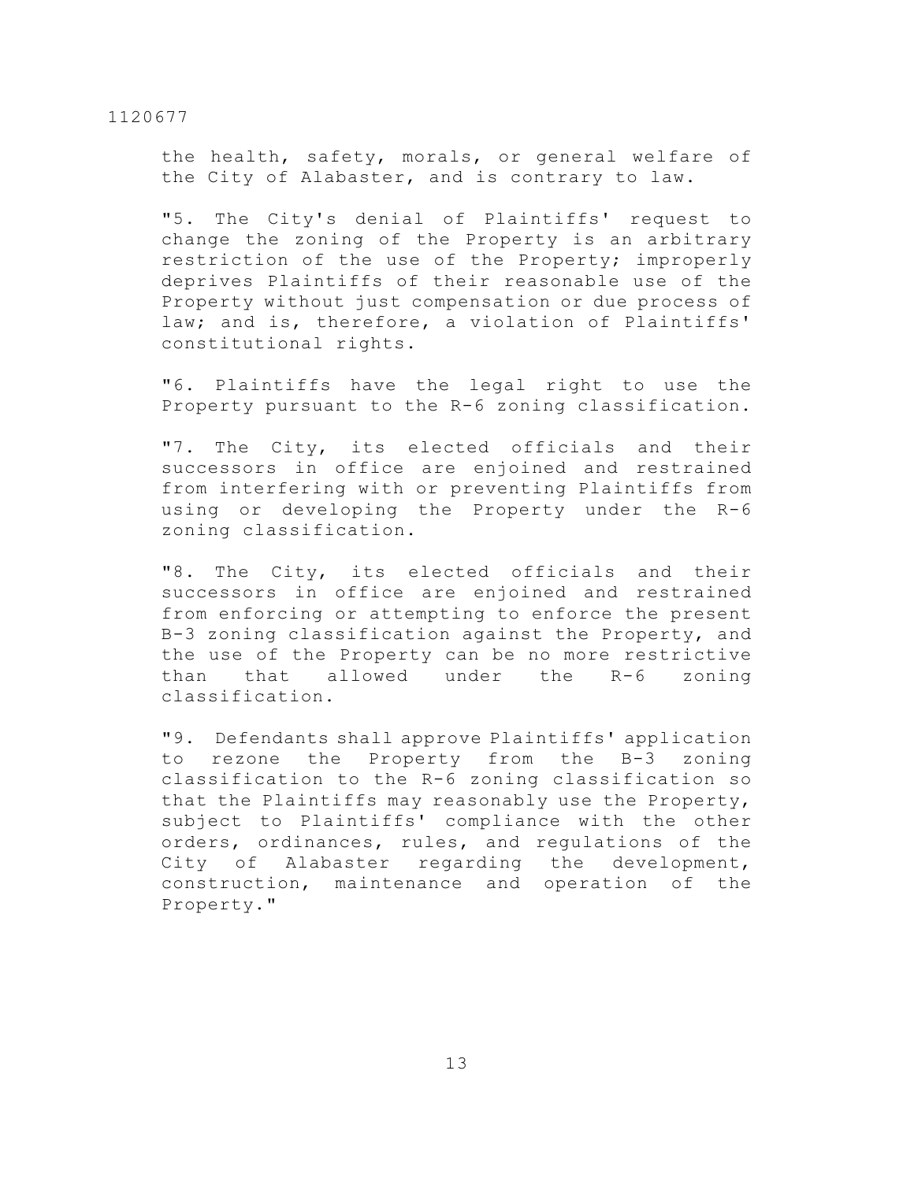the health, safety, morals, or general welfare of the City of Alabaster, and is contrary to law.

"5. The City's denial of Plaintiffs' request to change the zoning of the Property is an arbitrary restriction of the use of the Property; improperly deprives Plaintiffs of their reasonable use of the Property without just compensation or due process of law; and is, therefore, a violation of Plaintiffs' constitutional rights.

"6. Plaintiffs have the legal right to use the Property pursuant to the R-6 zoning classification.

"7. The City, its elected officials and their successors in office are enjoined and restrained from interfering with or preventing Plaintiffs from using or developing the Property under the R-6 zoning classification.

"8. The City, its elected officials and their successors in office are enjoined and restrained from enforcing or attempting to enforce the present B-3 zoning classification against the Property, and the use of the Property can be no more restrictive than that allowed under the R-6 zoning classification.

"9. Defendants shall approve Plaintiffs' application to rezone the Property from the B-3 zoning classification to the R-6 zoning classification so that the Plaintiffs may reasonably use the Property, subject to Plaintiffs' compliance with the other orders, ordinances, rules, and regulations of the City of Alabaster regarding the development, construction, maintenance and operation of the Property."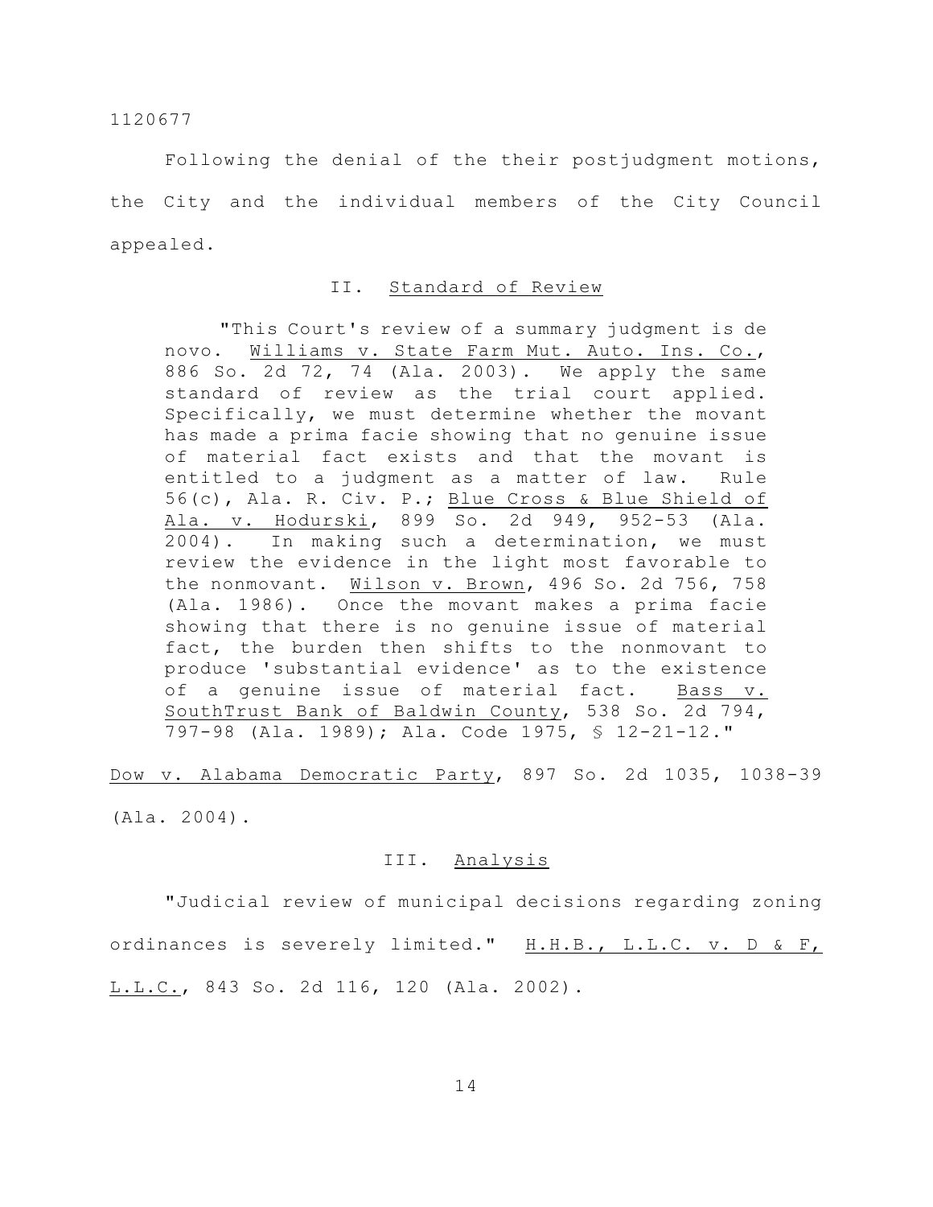Following the denial of the their postjudgment motions, the City and the individual members of the City Council appealed.

## II. Standard of Review

> "This Court's review of a summary judgment is de novo. Williams v. State Farm Mut. Auto. Ins. Co., 886 So. 2d 72, 74 (Ala. 2003). We apply the same standard of review as the trial court applied. Specifically, we must determine whether the movant has made a prima facie showing that no genuine issue of material fact exists and that the movant is entitled to a judgment as a matter of law. Rule 56(c), Ala. R. Civ. P.; Blue Cross & Blue Shield of Ala. v. Hodurski, 899 So. 2d 949, 952-53 (Ala. 2004). In making such a determination, we must review the evidence in the light most favorable to the nonmovant. Wilson v. Brown, 496 So. 2d 756, 758 (Ala. 1986). Once the movant makes a prima facie showing that there is no genuine issue of material fact, the burden then shifts to the nonmovant to produce 'substantial evidence' as to the existence of a genuine issue of material fact. Bass v. SouthTrust Bank of Baldwin County, 538 So. 2d 794, 797-98 (Ala. 1989); Ala. Code 1975, § 12-21-12."

Dow v. Alabama Democratic Party, 897 So. 2d 1035, 1038-39 (Ala. 2004).

## III. Analysis

"Judicial review of municipal decisions regarding zoning ordinances is severely limited." H.H.B., L.L.C. v. D & F, L.L.C., 843 So. 2d 116, 120 (Ala. 2002).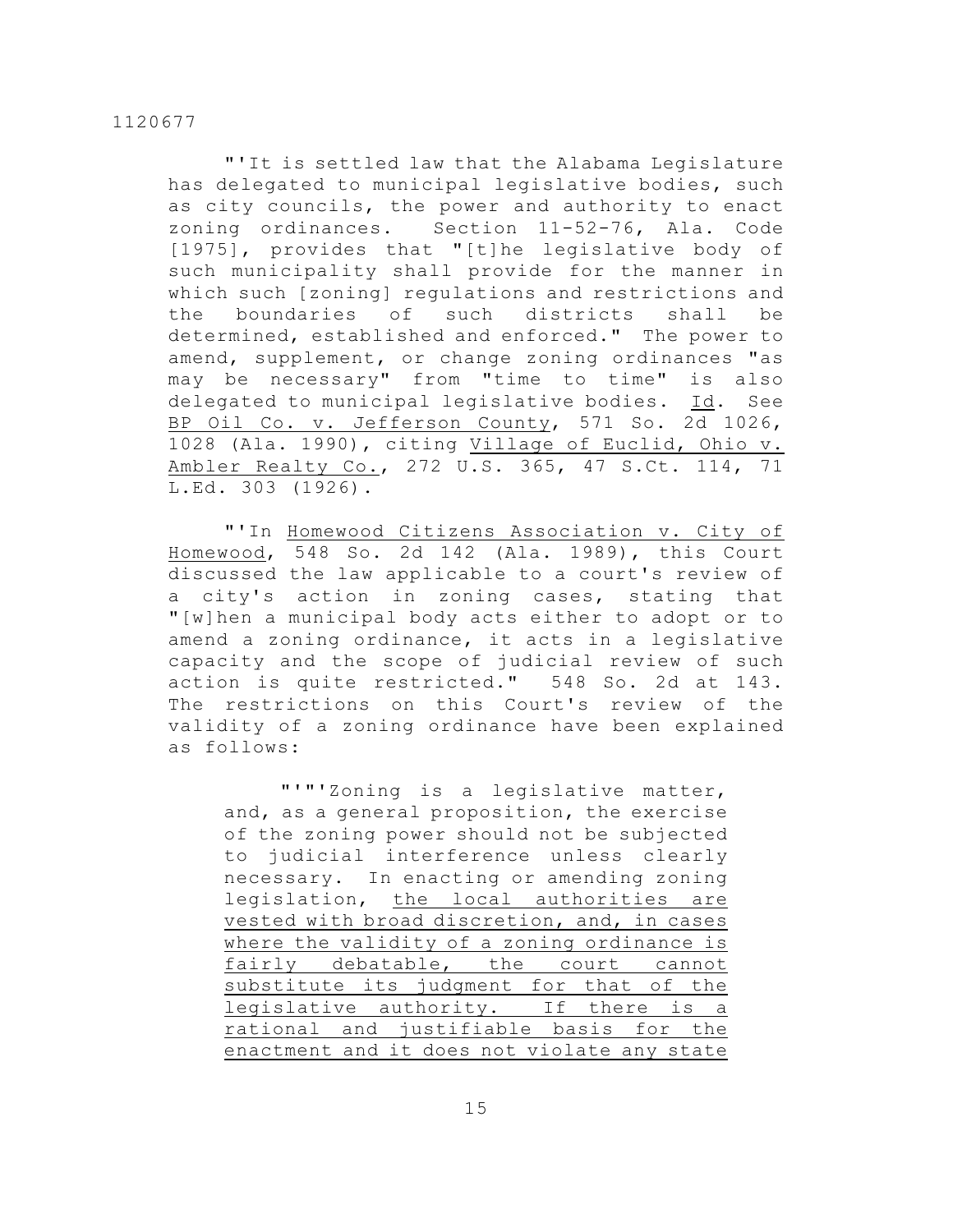"'It is settled law that the Alabama Legislature has delegated to municipal legislative bodies, such as city councils, the power and authority to enact zoning ordinances. Section 11-52-76, Ala. Code [1975], provides that "[t]he legislative body of such municipality shall provide for the manner in which such [zoning] regulations and restrictions and the boundaries of such districts shall be determined, established and enforced." The power to amend, supplement, or change zoning ordinances "as may be necessary" from "time to time" is also delegated to municipal legislative bodies. Id. See BP Oil Co. v. Jefferson County, 571 So. 2d 1026, 1028 (Ala. 1990), citing Village of Euclid, Ohio v. Ambler Realty Co., 272 U.S. 365, 47 S.Ct. 114, 71 L.Ed. 303 (1926).

"'In Homewood Citizens Association v. City of Homewood, 548 So. 2d 142 (Ala. 1989), this Court discussed the law applicable to a court's review of a city's action in zoning cases, stating that "[w]hen a municipal body acts either to adopt or to amend a zoning ordinance, it acts in a legislative capacity and the scope of judicial review of such action is quite restricted." 548 So. 2d at 143. The restrictions on this Court's review of the validity of a zoning ordinance have been explained as follows:

> "'"'Zoning is a legislative matter, and, as a general proposition, the exercise of the zoning power should not be subjected to judicial interference unless clearly necessary. In enacting or amending zoning legislation, <u>the local authorities are vested with broad discretion, and, in cases where the validity of a zoning ordinance is fairly debatable, the court cannot substitute its judgment for that of the legislative authority. If there is a rational and justifiable basis for the enactment and it does not violate any state</u>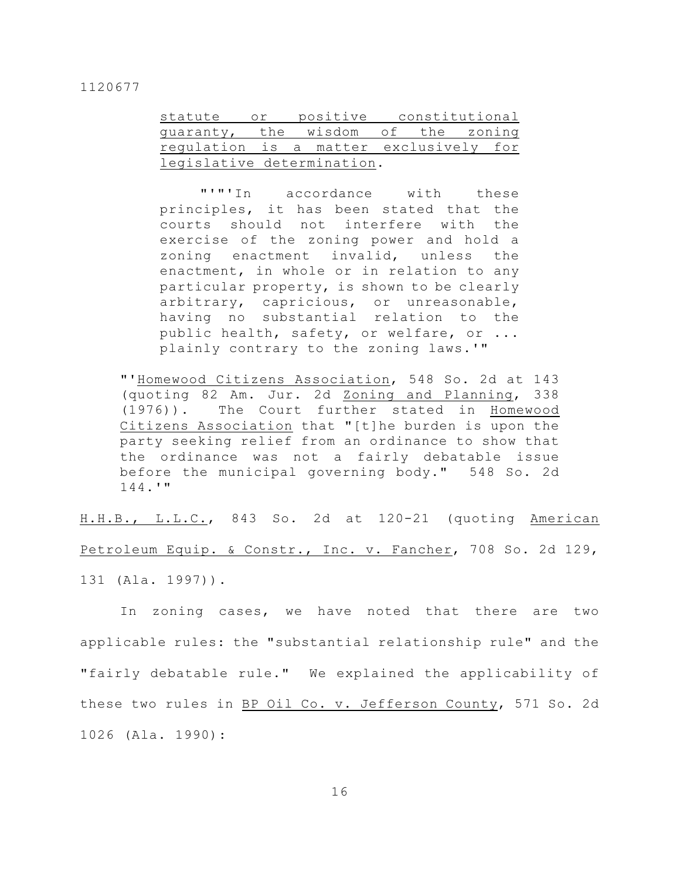> <u>statute or positive constitutional guaranty, the wisdom of the zoning regulation is a matter exclusively for legislative determination</u>.
>
> "'"'In accordance with these principles, it has been stated that the courts should not interfere with the exercise of the zoning power and hold a zoning enactment invalid, unless the enactment, in whole or in relation to any particular property, is shown to be clearly arbitrary, capricious, or unreasonable, having no substantial relation to the public health, safety, or welfare, or ... plainly contrary to the zoning laws.'"
>
> "'<u>Homewood Citizens Association</u>, 548 So. 2d at 143 (quoting 82 Am. Jur. 2d <u>Zoning and Planning</u>, 338 (1976)). The Court further stated in <u>Homewood Citizens Association</u> that "[t]he burden is upon the party seeking relief from an ordinance to show that the ordinance was not a fairly debatable issue before the municipal governing body." 548 So. 2d 144.'"

<u>H.H.B., L.L.C.</u>, 843 So. 2d at 120-21 (quoting <u>American Petroleum Equip. & Constr., Inc. v. Fancher</u>, 708 So. 2d 129, 131 (Ala. 1997)).

In zoning cases, we have noted that there are two applicable rules: the "substantial relationship rule" and the "fairly debatable rule." We explained the applicability of these two rules in <u>BP Oil Co. v. Jefferson County</u>, 571 So. 2d 1026 (Ala. 1990):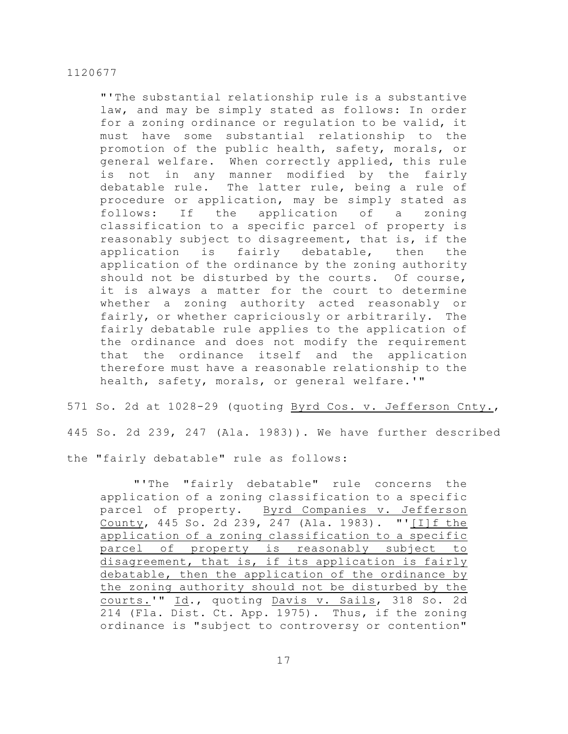> "'The substantial relationship rule is a substantive law, and may be simply stated as follows: In order for a zoning ordinance or regulation to be valid, it must have some substantial relationship to the promotion of the public health, safety, morals, or general welfare. When correctly applied, this rule is not in any manner modified by the fairly debatable rule. The latter rule, being a rule of procedure or application, may be simply stated as follows: If the application of a zoning classification to a specific parcel of property is reasonably subject to disagreement, that is, if the application is fairly debatable, then the application of the ordinance by the zoning authority should not be disturbed by the courts. Of course, it is always a matter for the court to determine whether a zoning authority acted reasonably or fairly, or whether capriciously or arbitrarily. The fairly debatable rule applies to the application of the ordinance and does not modify the requirement that the ordinance itself and the application therefore must have a reasonable relationship to the health, safety, morals, or general welfare.'"

571 So. 2d at 1028-29 (quoting Byrd Cos. v. Jefferson Cnty., 445 So. 2d 239, 247 (Ala. 1983)). We have further described the "fairly debatable" rule as follows:

> "'The "fairly debatable" rule concerns the application of a zoning classification to a specific parcel of property. Byrd Companies v. Jefferson County, 445 So. 2d 239, 247 (Ala. 1983). "'[I]f the application of a zoning classification to a specific parcel of property is reasonably subject to disagreement, that is, if its application is fairly debatable, then the application of the ordinance by the zoning authority should not be disturbed by the courts.'" Id., quoting Davis v. Sails, 318 So. 2d 214 (Fla. Dist. Ct. App. 1975). Thus, if the zoning ordinance is "subject to controversy or contention"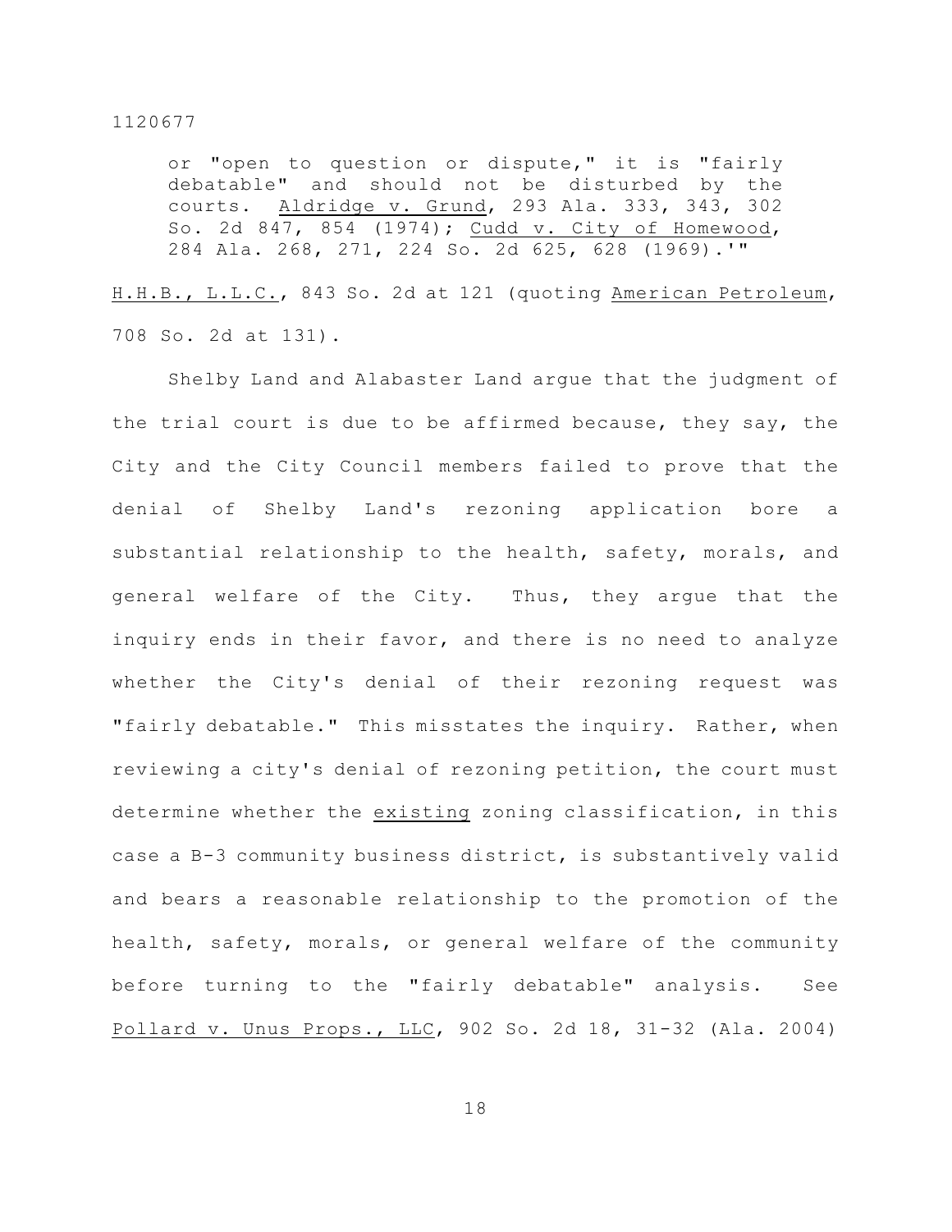> or "open to question or dispute," it is "fairly debatable" and should not be disturbed by the courts. Aldridge v. Grund, 293 Ala. 333, 343, 302 So. 2d 847, 854 (1974); Cudd v. City of Homewood, 284 Ala. 268, 271, 224 So. 2d 625, 628 (1969).'"

H.H.B., L.L.C., 843 So. 2d at 121 (quoting American Petroleum, 708 So. 2d at 131).

Shelby Land and Alabaster Land argue that the judgment of the trial court is due to be affirmed because, they say, the City and the City Council members failed to prove that the denial of Shelby Land's rezoning application bore a substantial relationship to the health, safety, morals, and general welfare of the City. Thus, they argue that the inquiry ends in their favor, and there is no need to analyze whether the City's denial of their rezoning request was "fairly debatable." This misstates the inquiry. Rather, when reviewing a city's denial of rezoning petition, the court must determine whether the existing zoning classification, in this case a B-3 community business district, is substantively valid and bears a reasonable relationship to the promotion of the health, safety, morals, or general welfare of the community before turning to the "fairly debatable" analysis. See Pollard v. Unus Props., LLC, 902 So. 2d 18, 31-32 (Ala. 2004)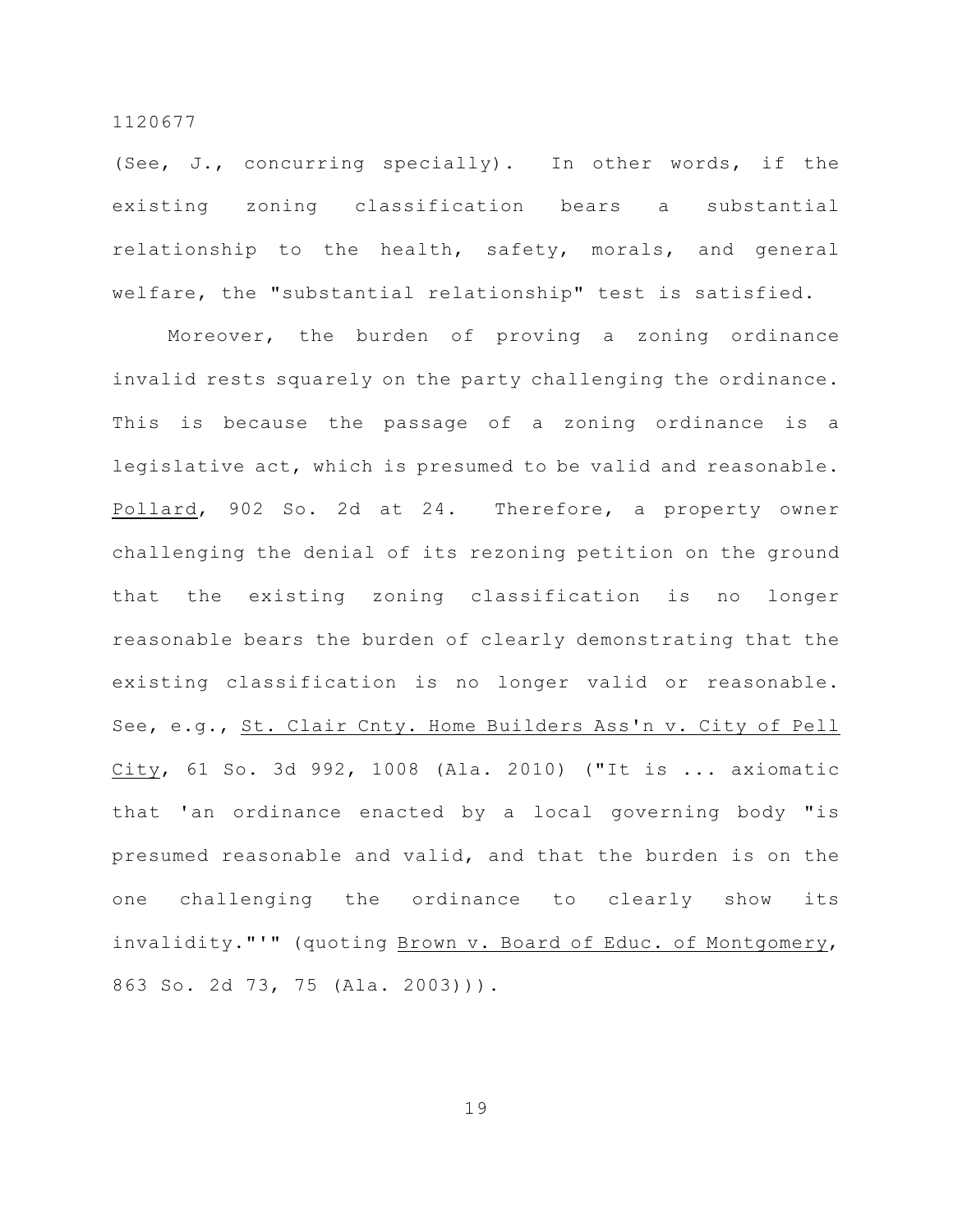(See, J., concurring specially). In other words, if the existing zoning classification bears a substantial relationship to the health, safety, morals, and general welfare, the "substantial relationship" test is satisfied.

Moreover, the burden of proving a zoning ordinance invalid rests squarely on the party challenging the ordinance. This is because the passage of a zoning ordinance is a legislative act, which is presumed to be valid and reasonable. Pollard, 902 So. 2d at 24. Therefore, a property owner challenging the denial of its rezoning petition on the ground that the existing zoning classification is no longer reasonable bears the burden of clearly demonstrating that the existing classification is no longer valid or reasonable. See, e.g., St. Clair Cnty. Home Builders Ass'n v. City of Pell City, 61 So. 3d 992, 1008 (Ala. 2010) ("It is ... axiomatic that 'an ordinance enacted by a local governing body "is presumed reasonable and valid, and that the burden is on the one challenging the ordinance to clearly show its invalidity."'" (quoting Brown v. Board of Educ. of Montgomery, 863 So. 2d 73, 75 (Ala. 2003))).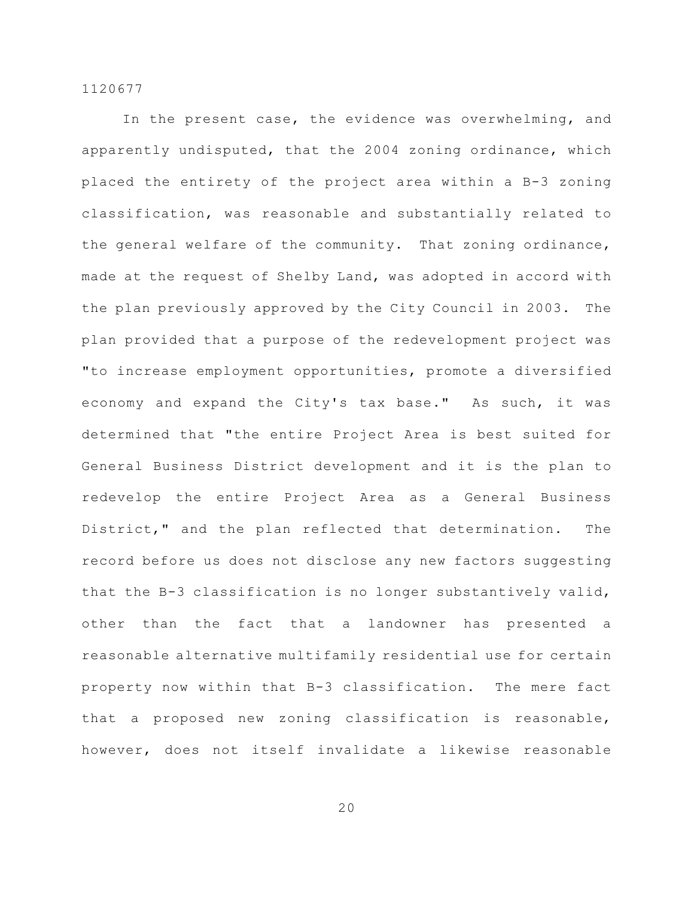In the present case, the evidence was overwhelming, and apparently undisputed, that the 2004 zoning ordinance, which placed the entirety of the project area within a B-3 zoning classification, was reasonable and substantially related to the general welfare of the community. That zoning ordinance, made at the request of Shelby Land, was adopted in accord with the plan previously approved by the City Council in 2003. The plan provided that a purpose of the redevelopment project was "to increase employment opportunities, promote a diversified economy and expand the City's tax base." As such, it was determined that "the entire Project Area is best suited for General Business District development and it is the plan to redevelop the entire Project Area as a General Business District," and the plan reflected that determination. The record before us does not disclose any new factors suggesting that the B-3 classification is no longer substantively valid, other than the fact that a landowner has presented a reasonable alternative multifamily residential use for certain property now within that B-3 classification. The mere fact that a proposed new zoning classification is reasonable, however, does not itself invalidate a likewise reasonable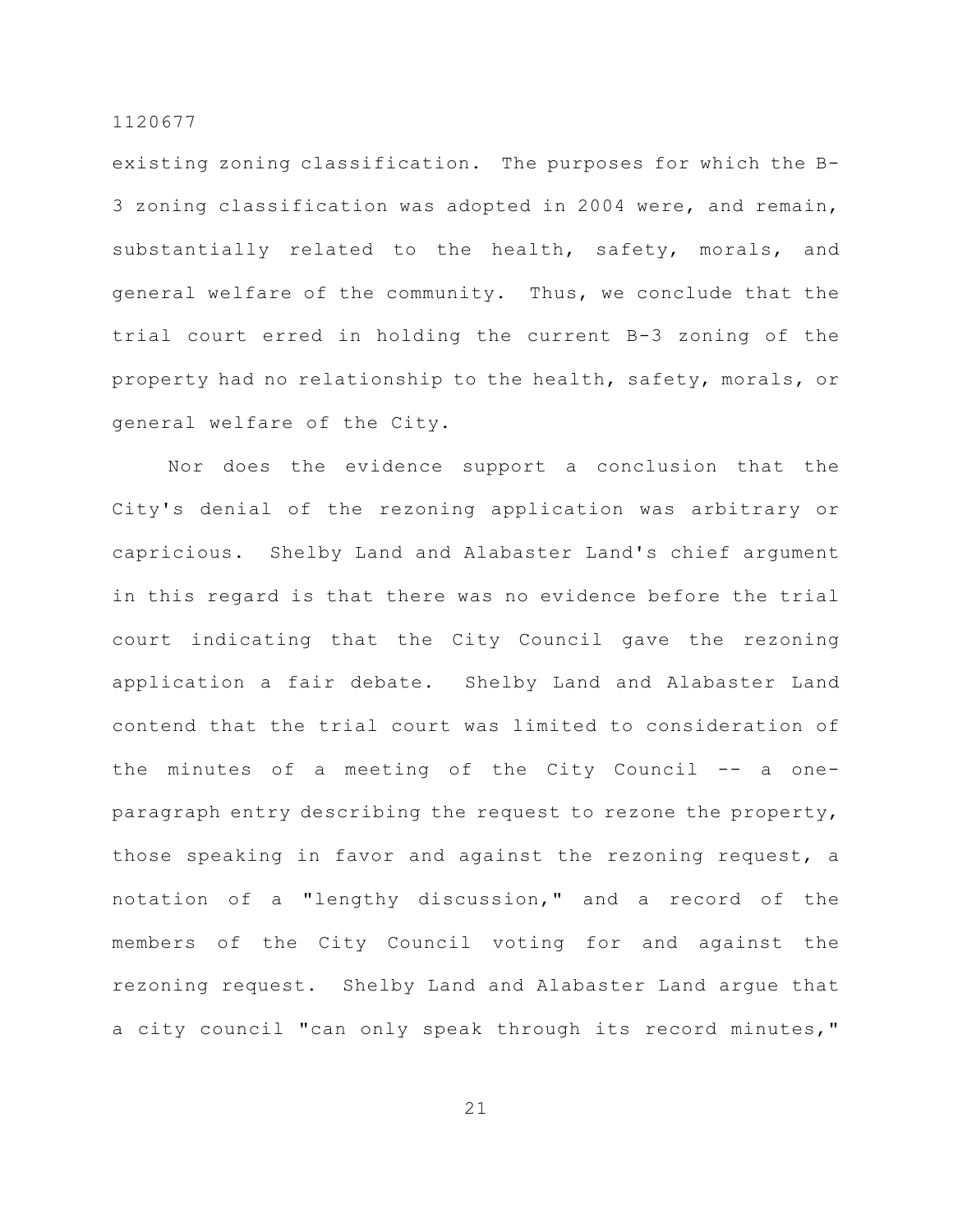existing zoning classification. The purposes for which the B-3 zoning classification was adopted in 2004 were, and remain, substantially related to the health, safety, morals, and general welfare of the community. Thus, we conclude that the trial court erred in holding the current B-3 zoning of the property had no relationship to the health, safety, morals, or general welfare of the City.

Nor does the evidence support a conclusion that the City's denial of the rezoning application was arbitrary or capricious. Shelby Land and Alabaster Land's chief argument in this regard is that there was no evidence before the trial court indicating that the City Council gave the rezoning application a fair debate. Shelby Land and Alabaster Land contend that the trial court was limited to consideration of the minutes of a meeting of the City Council -- a one-paragraph entry describing the request to rezone the property, those speaking in favor and against the rezoning request, a notation of a "lengthy discussion," and a record of the members of the City Council voting for and against the rezoning request. Shelby Land and Alabaster Land argue that a city council "can only speak through its record minutes,"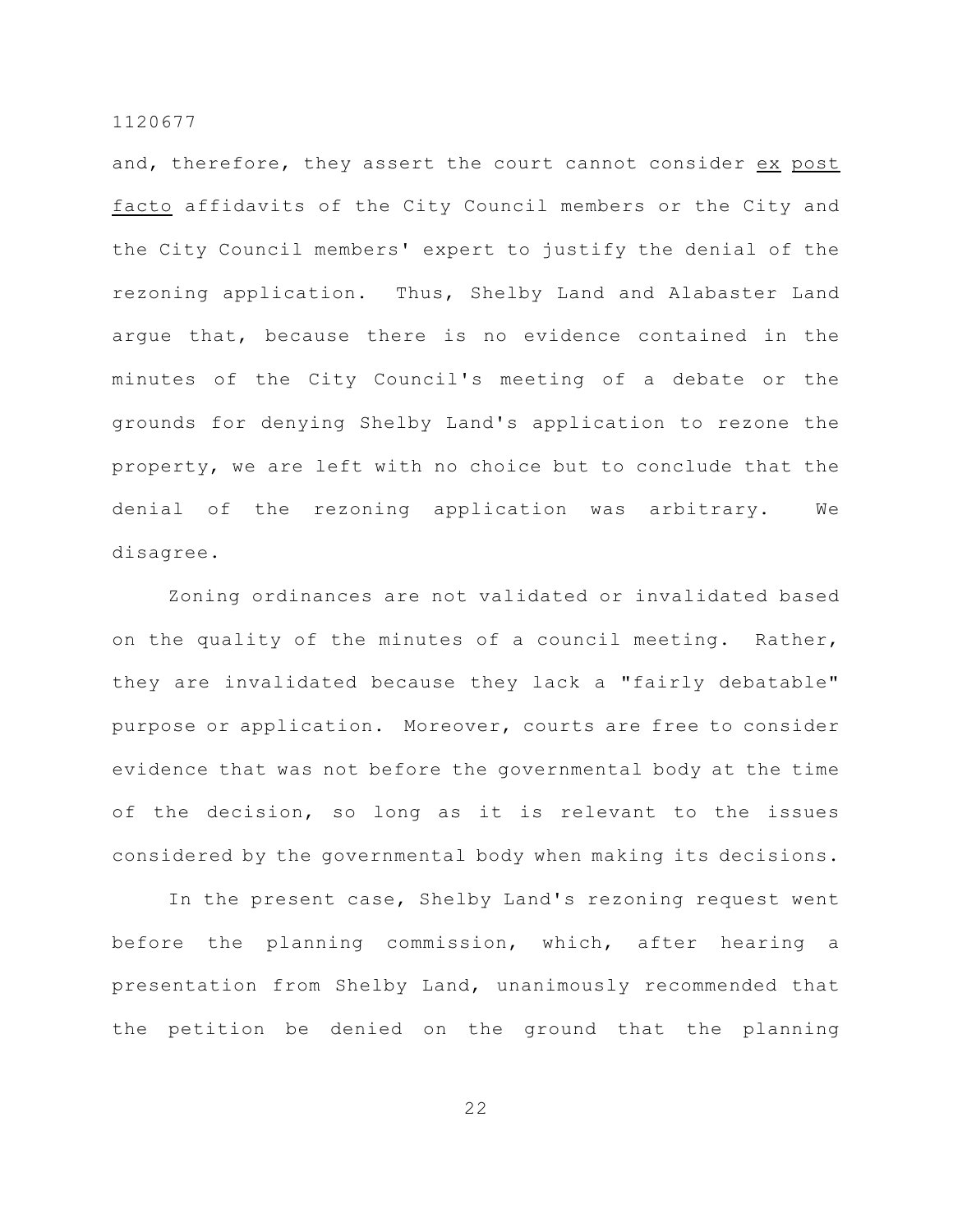and, therefore, they assert the court cannot consider _ex post facto_ affidavits of the City Council members or the City and the City Council members' expert to justify the denial of the rezoning application. Thus, Shelby Land and Alabaster Land argue that, because there is no evidence contained in the minutes of the City Council's meeting of a debate or the grounds for denying Shelby Land's application to rezone the property, we are left with no choice but to conclude that the denial of the rezoning application was arbitrary. We disagree.

Zoning ordinances are not validated or invalidated based on the quality of the minutes of a council meeting. Rather, they are invalidated because they lack a "fairly debatable" purpose or application. Moreover, courts are free to consider evidence that was not before the governmental body at the time of the decision, so long as it is relevant to the issues considered by the governmental body when making its decisions.

In the present case, Shelby Land's rezoning request went before the planning commission, which, after hearing a presentation from Shelby Land, unanimously recommended that the petition be denied on the ground that the planning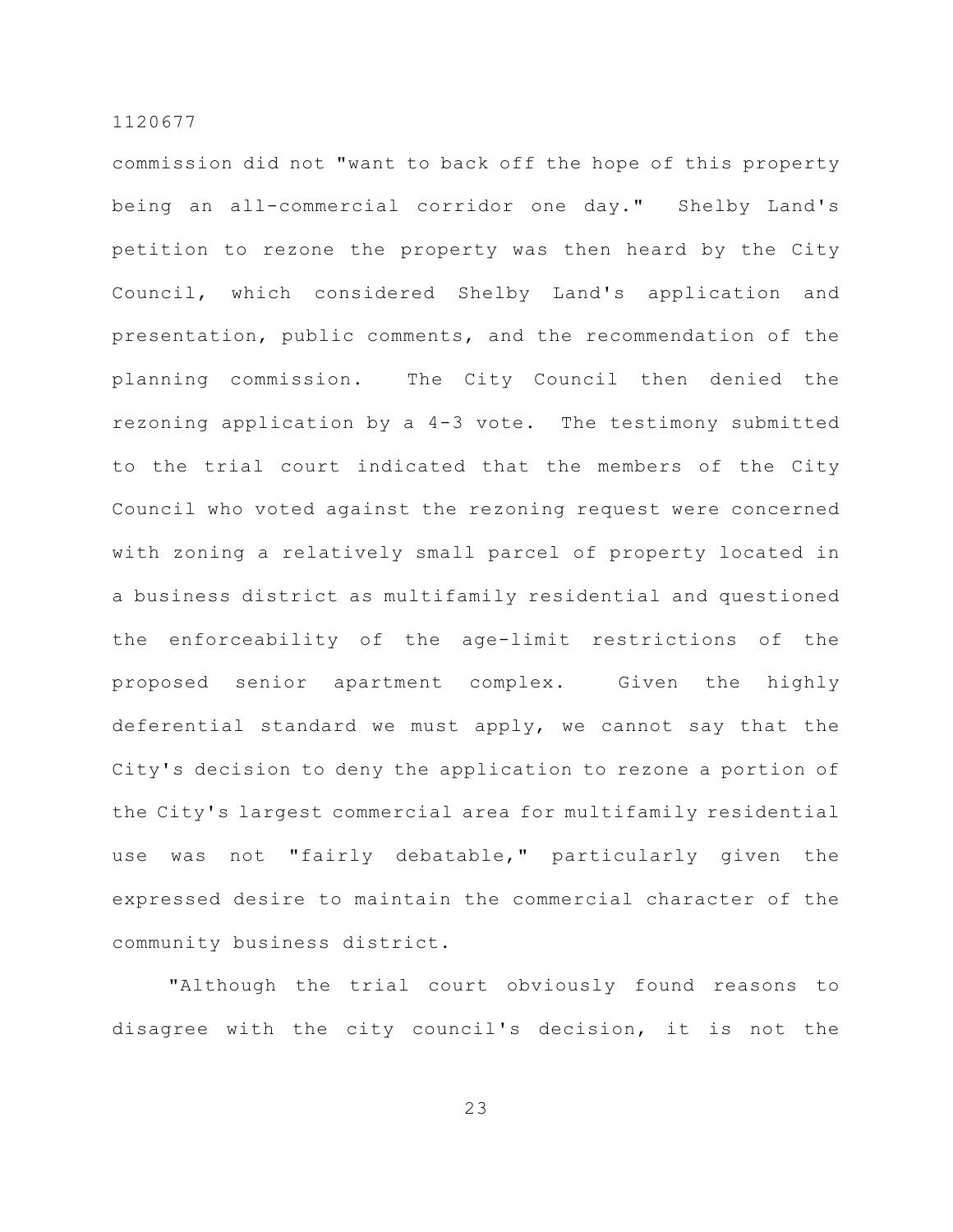commission did not "want to back off the hope of this property being an all-commercial corridor one day." Shelby Land's petition to rezone the property was then heard by the City Council, which considered Shelby Land's application and presentation, public comments, and the recommendation of the planning commission. The City Council then denied the rezoning application by a 4-3 vote. The testimony submitted to the trial court indicated that the members of the City Council who voted against the rezoning request were concerned with zoning a relatively small parcel of property located in a business district as multifamily residential and questioned the enforceability of the age-limit restrictions of the proposed senior apartment complex. Given the highly deferential standard we must apply, we cannot say that the City's decision to deny the application to rezone a portion of the City's largest commercial area for multifamily residential use was not "fairly debatable," particularly given the expressed desire to maintain the commercial character of the community business district.

"Although the trial court obviously found reasons to disagree with the city council's decision, it is not the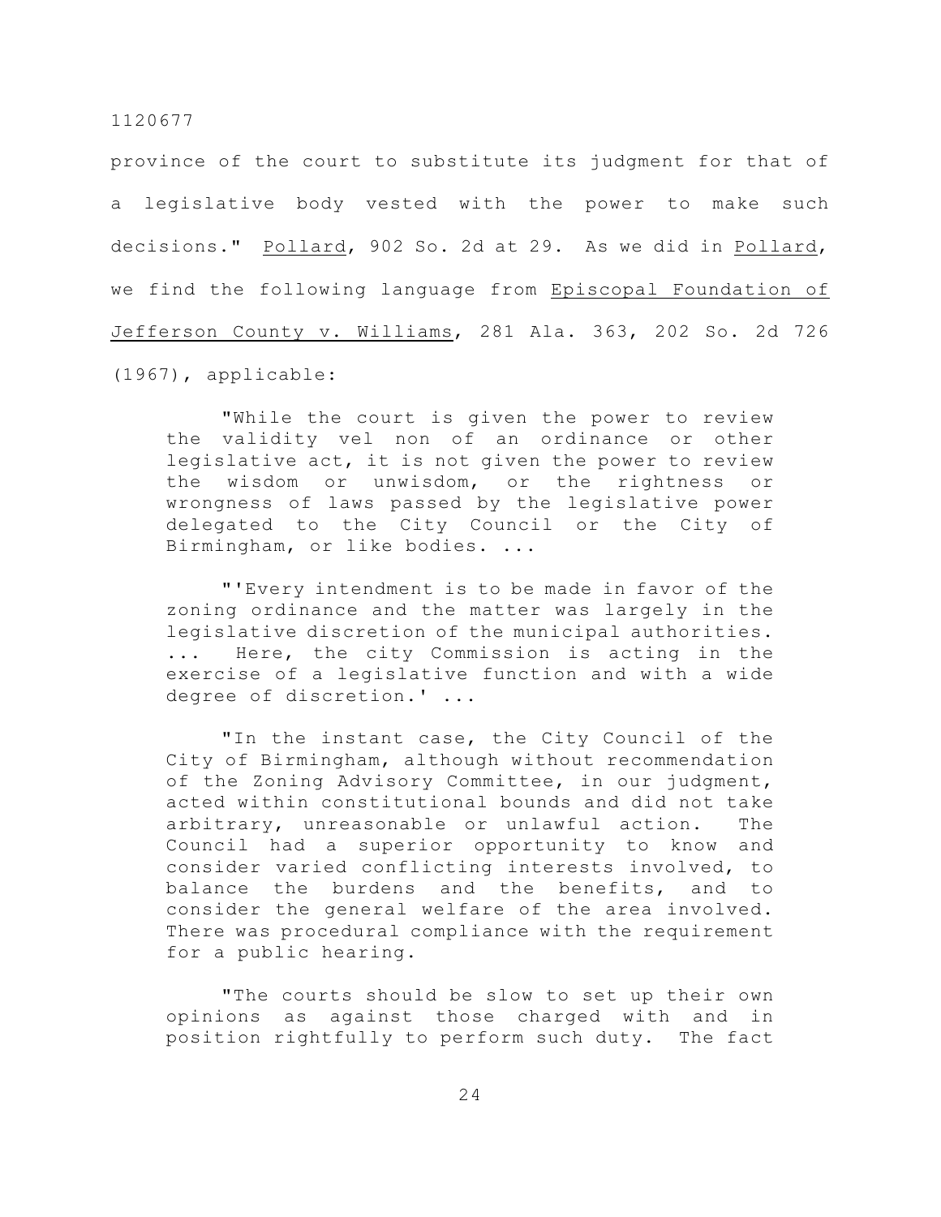province of the court to substitute its judgment for that of a legislative body vested with the power to make such decisions." Pollard, 902 So. 2d at 29. As we did in Pollard, we find the following language from Episcopal Foundation of Jefferson County v. Williams, 281 Ala. 363, 202 So. 2d 726 (1967), applicable:

> "While the court is given the power to review the validity vel non of an ordinance or other legislative act, it is not given the power to review the wisdom or unwisdom, or the rightness or wrongness of laws passed by the legislative power delegated to the City Council or the City of Birmingham, or like bodies. ...
>
> "'Every intendment is to be made in favor of the zoning ordinance and the matter was largely in the legislative discretion of the municipal authorities. ... Here, the city Commission is acting in the exercise of a legislative function and with a wide degree of discretion.' ...
>
> "In the instant case, the City Council of the City of Birmingham, although without recommendation of the Zoning Advisory Committee, in our judgment, acted within constitutional bounds and did not take arbitrary, unreasonable or unlawful action. The Council had a superior opportunity to know and consider varied conflicting interests involved, to balance the burdens and the benefits, and to consider the general welfare of the area involved. There was procedural compliance with the requirement for a public hearing.
>
> "The courts should be slow to set up their own opinions as against those charged with and in position rightfully to perform such duty. The fact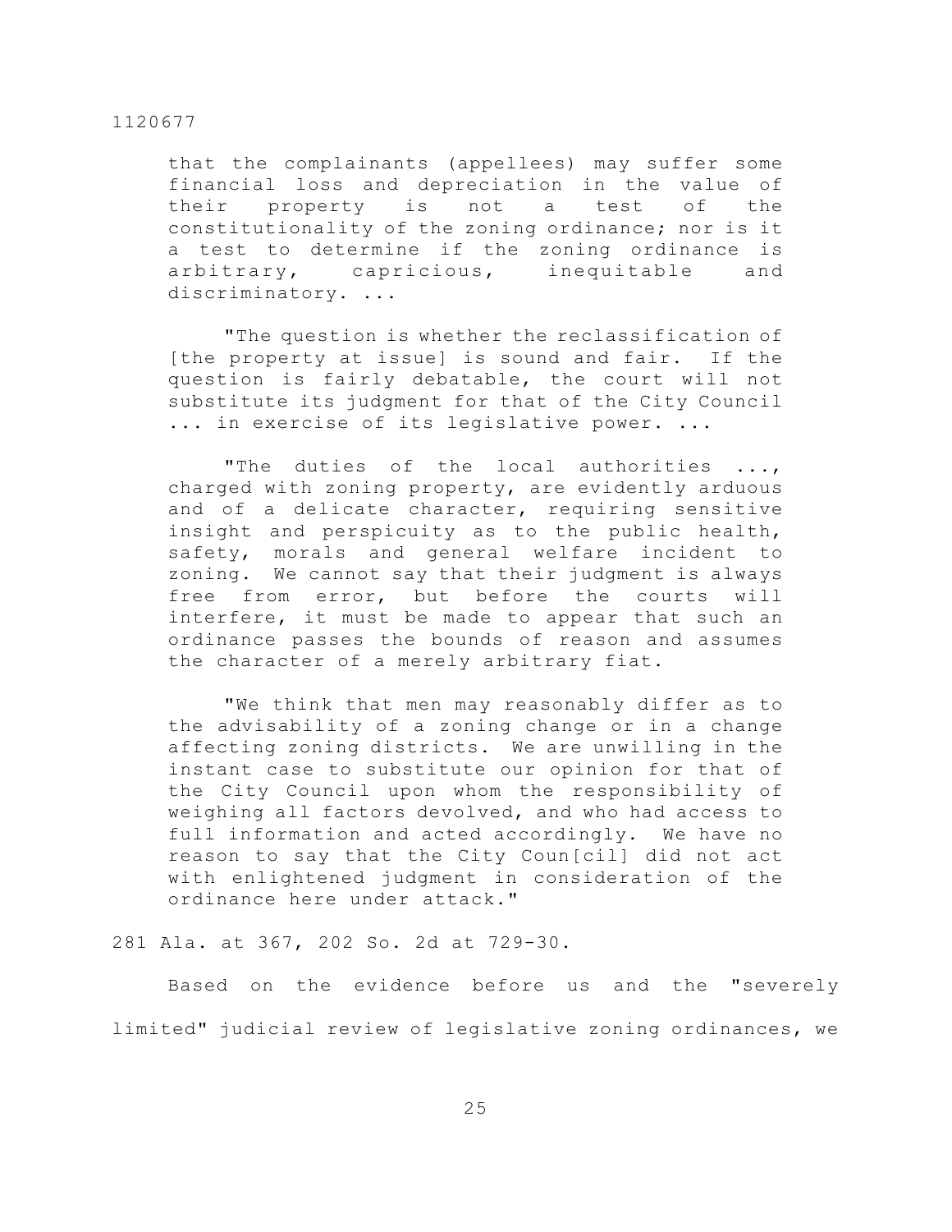that the complainants (appellees) may suffer some financial loss and depreciation in the value of their property is not a test of the constitutionality of the zoning ordinance; nor is it a test to determine if the zoning ordinance is arbitrary, capricious, inequitable and discriminatory. ...

> "The question is whether the reclassification of [the property at issue] is sound and fair. If the question is fairly debatable, the court will not substitute its judgment for that of the City Council ... in exercise of its legislative power. ...
>
> "The duties of the local authorities ..., charged with zoning property, are evidently arduous and of a delicate character, requiring sensitive insight and perspicuity as to the public health, safety, morals and general welfare incident to zoning. We cannot say that their judgment is always free from error, but before the courts will interfere, it must be made to appear that such an ordinance passes the bounds of reason and assumes the character of a merely arbitrary fiat.
>
> "We think that men may reasonably differ as to the advisability of a zoning change or in a change affecting zoning districts. We are unwilling in the instant case to substitute our opinion for that of the City Council upon whom the responsibility of weighing all factors devolved, and who had access to full information and acted accordingly. We have no reason to say that the City Coun[cil] did not act with enlightened judgment in consideration of the ordinance here under attack."

281 Ala. at 367, 202 So. 2d at 729-30.

Based on the evidence before us and the "severely limited" judicial review of legislative zoning ordinances, we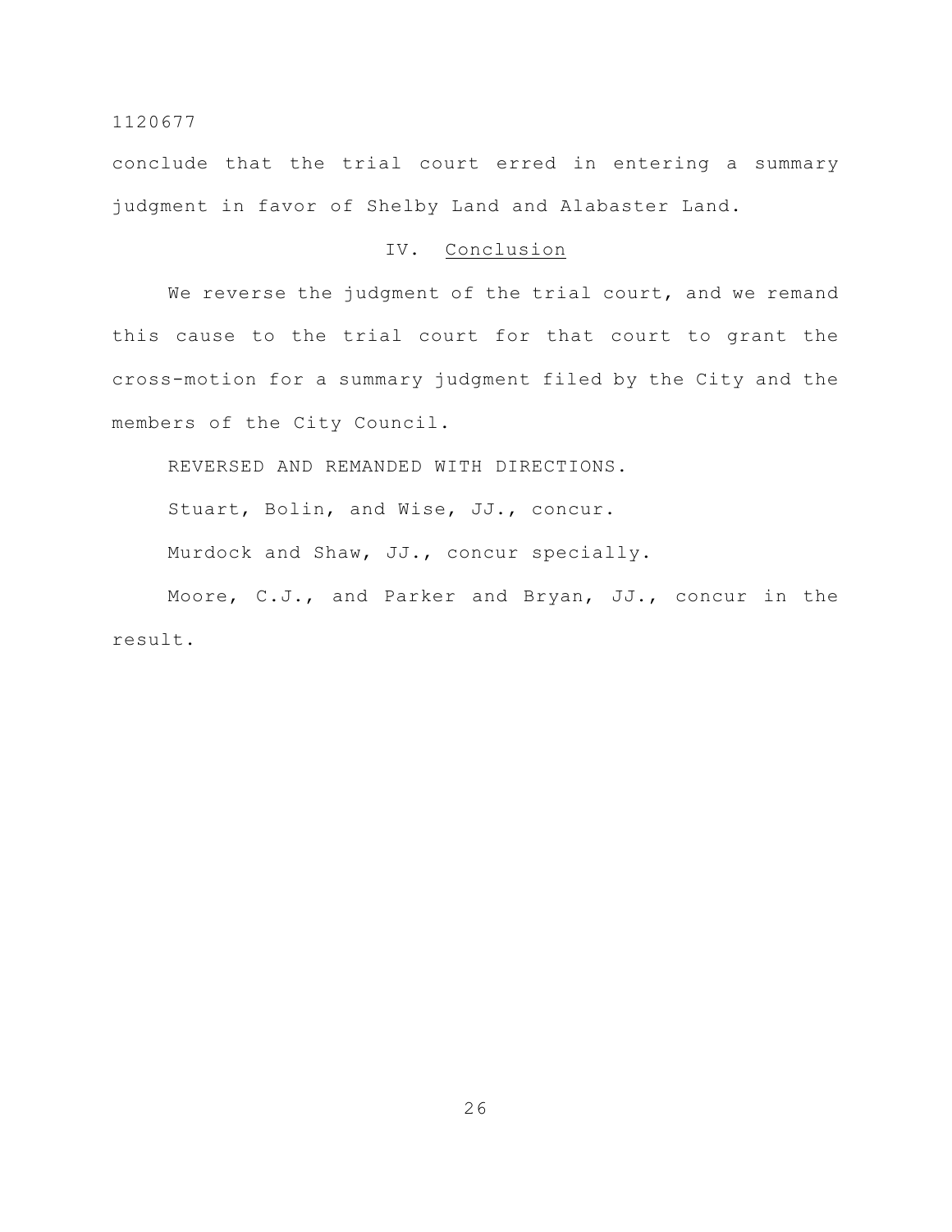conclude that the trial court erred in entering a summary judgment in favor of Shelby Land and Alabaster Land.

## IV. Conclusion

We reverse the judgment of the trial court, and we remand this cause to the trial court for that court to grant the cross-motion for a summary judgment filed by the City and the members of the City Council.

REVERSED AND REMANDED WITH DIRECTIONS.

Stuart, Bolin, and Wise, JJ., concur.

Murdock and Shaw, JJ., concur specially.

Moore, C.J., and Parker and Bryan, JJ., concur in the result.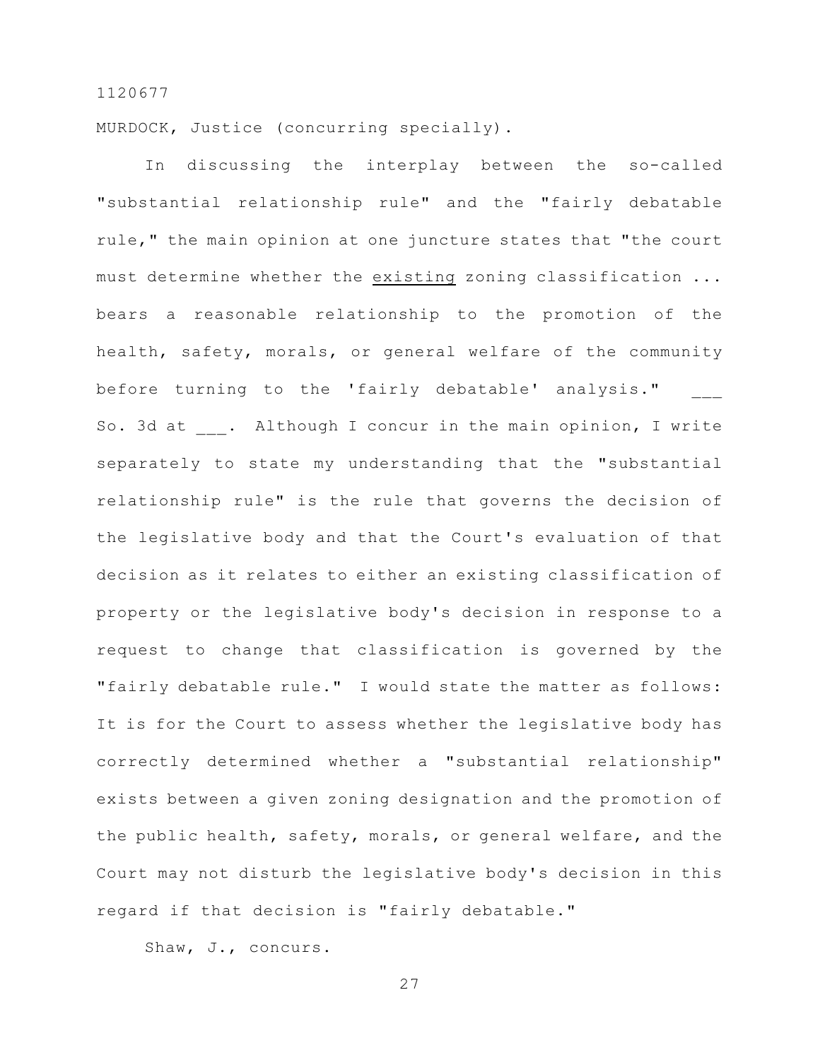1120677

MURDOCK, Justice (concurring specially).

In discussing the interplay between the so-called "substantial relationship rule" and the "fairly debatable rule," the main opinion at one juncture states that "the court must determine whether the existing zoning classification ... bears a reasonable relationship to the promotion of the health, safety, morals, or general welfare of the community before turning to the 'fairly debatable' analysis." ___ So. 3d at ___. Although I concur in the main opinion, I write separately to state my understanding that the "substantial relationship rule" is the rule that governs the decision of the legislative body and that the Court's evaluation of that decision as it relates to either an existing classification of property or the legislative body's decision in response to a request to change that classification is governed by the "fairly debatable rule." I would state the matter as follows: It is for the Court to assess whether the legislative body has correctly determined whether a "substantial relationship" exists between a given zoning designation and the promotion of the public health, safety, morals, or general welfare, and the Court may not disturb the legislative body's decision in this regard if that decision is "fairly debatable."

Shaw, J., concurs.